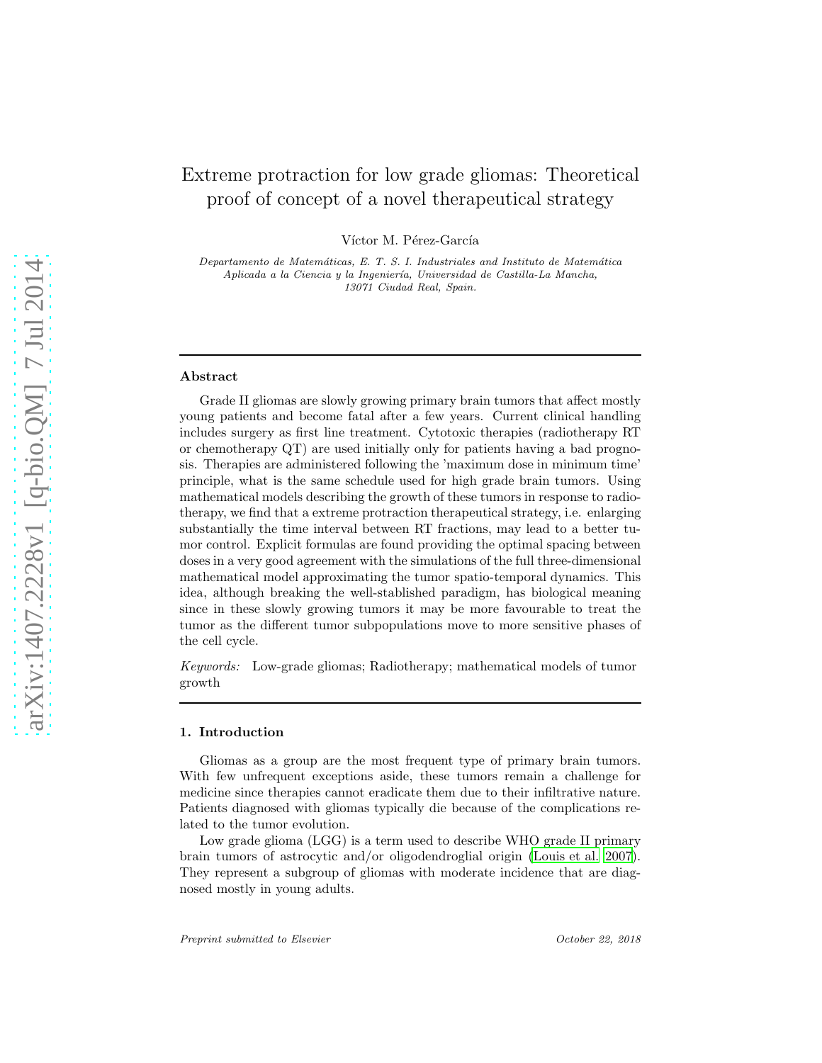# Extreme protraction for low grade gliomas: Theoretical proof of concept of a novel therapeutical strategy

Víctor M. Pérez-García

*Departamento de Matemáticas, E. T. S. I. Industriales and Instituto de Matemática Aplicada a la Ciencia y la Ingeniería, Universidad de Castilla-La Mancha, 13071 Ciudad Real, Spain.*

---

## Abstract

Grade II gliomas are slowly growing primary brain tumors that affect mostly young patients and become fatal after a few years. Current clinical handling includes surgery as first line treatment. Cytotoxic therapies (radiotherapy RT or chemotherapy QT) are used initially only for patients having a bad prognosis. Therapies are administered following the 'maximum dose in minimum time' principle, what is the same schedule used for high grade brain tumors. Using mathematical models describing the growth of these tumors in response to radiotherapy, we find that a extreme protraction therapeutical strategy, i.e. enlarging substantially the time interval between RT fractions, may lead to a better tumor control. Explicit formulas are found providing the optimal spacing between doses in a very good agreement with the simulations of the full three-dimensional mathematical model approximating the tumor spatio-temporal dynamics. This idea, although breaking the well-stablished paradigm, has biological meaning since in these slowly growing tumors it may be more favourable to treat the tumor as the different tumor subpopulations move to more sensitive phases of the cell cycle.

*Keywords:* Low-grade gliomas; Radiotherapy; mathematical models of tumor growth

---

## 1. Introduction

Gliomas as a group are the most frequent type of primary brain tumors. With few unfrequent exceptions aside, these tumors remain a challenge for medicine since therapies cannot eradicate them due to their infiltrative nature. Patients diagnosed with gliomas typically die because of the complications related to the tumor evolution.

Low grade glioma (LGG) is a term used to describe WHO grade II primary brain tumors of astrocytic and/or oligodendroglial origin (Louis et al. 2007). They represent a subgroup of gliomas with moderate incidence that are diagnosed mostly in young adults.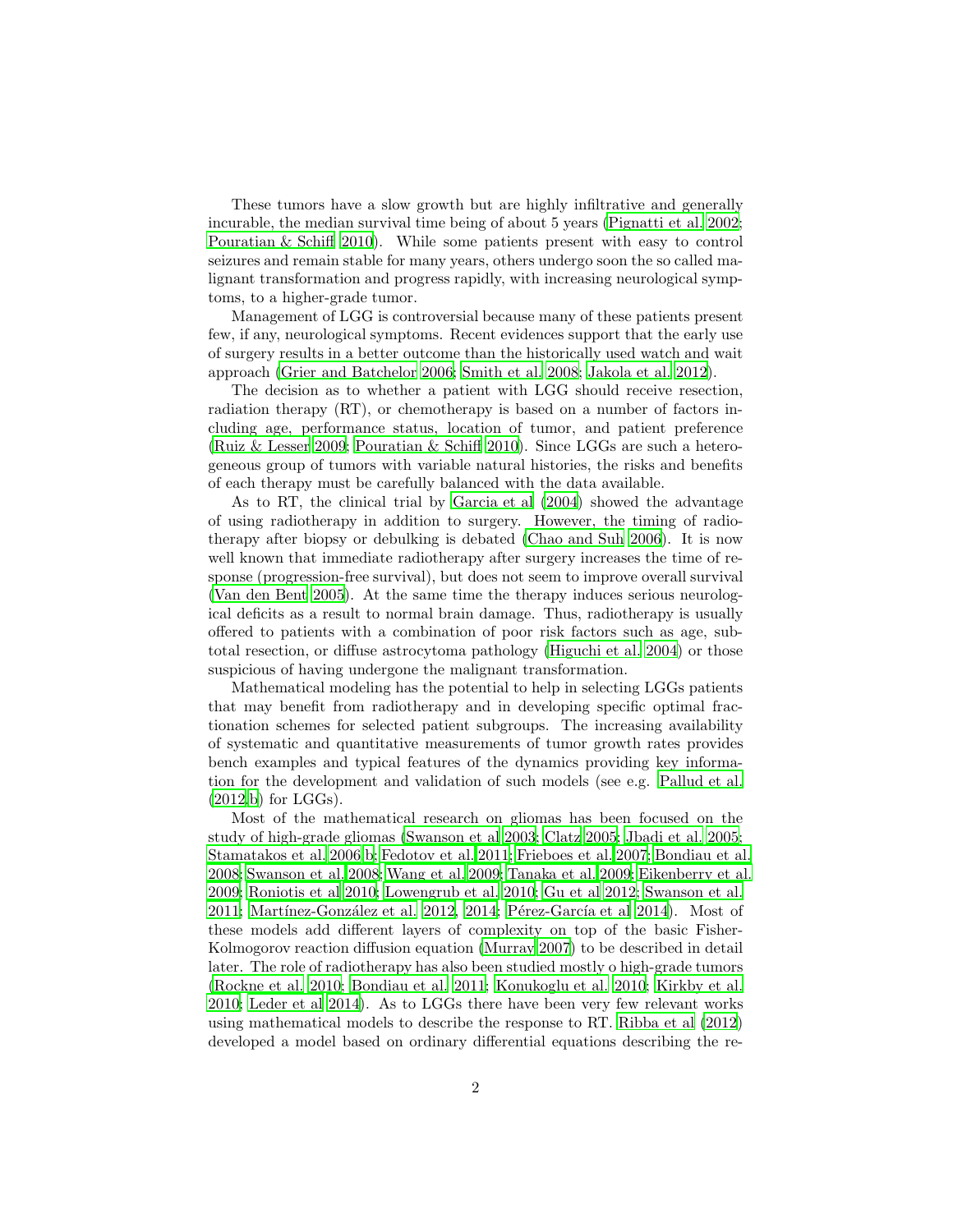These tumors have a slow growth but are highly infiltrative and generally incurable, the median survival time being of about 5 years (Pignatti et al. 2002; Pouratian & Schiff 2010). While some patients present with easy to control seizures and remain stable for many years, others undergo soon the so called malignant transformation and progress rapidly, with increasing neurological symptoms, to a higher-grade tumor.

Management of LGG is controversial because many of these patients present few, if any, neurological symptoms. Recent evidences support that the early use of surgery results in a better outcome than the historically used watch and wait approach (Grier and Batchelor 2006; Smith et al. 2008; Jakola et al. 2012).

The decision as to whether a patient with LGG should receive resection, radiation therapy (RT), or chemotherapy is based on a number of factors including age, performance status, location of tumor, and patient preference (Ruiz & Lesser 2009; Pouratian & Schiff 2010). Since LGGs are such a heterogeneous group of tumors with variable natural histories, the risks and benefits of each therapy must be carefully balanced with the data available.

As to RT, the clinical trial by Garcia et al (2004) showed the advantage of using radiotherapy in addition to surgery. However, the timing of radiotherapy after biopsy or debulking is debated (Chao and Suh 2006). It is now well known that immediate radiotherapy after surgery increases the time of response (progression-free survival), but does not seem to improve overall survival (Van den Bent 2005). At the same time the therapy induces serious neurological deficits as a result to normal brain damage. Thus, radiotherapy is usually offered to patients with a combination of poor risk factors such as age, subtotal resection, or diffuse astrocytoma pathology (Higuchi et al. 2004) or those suspicious of having undergone the malignant transformation.

Mathematical modeling has the potential to help in selecting LGGs patients that may benefit from radiotherapy and in developing specific optimal fractionation schemes for selected patient subgroups. The increasing availability of systematic and quantitative measurements of tumor growth rates provides bench examples and typical features of the dynamics providing key information for the development and validation of such models (see e.g. Pallud et al. (2012a,b) for LGGs).

Most of the mathematical research on gliomas has been focused on the study of high-grade gliomas (Swanson et al 2003; Clatz 2005; Jbadi et al. 2005; Stamatakos et al. 2006a,b; Fedotov et al. 2011; Frieboes et al. 2007; Bondiau et al. 2008; Swanson et al. 2008; Wang et al. 2009; Tanaka et al. 2009; Eikenberry et al. 2009; Roniotis et al 2010; Lowengrub et al. 2010; Gu et al 2012; Swanson et al. 2011; Martínez-González et al. 2012, 2014; Pérez-García et al 2014). Most of these models add different layers of complexity on top of the basic Fisher-Kolmogorov reaction diffusion equation (Murray 2007) to be described in detail later. The role of radiotherapy has also been studied mostly o high-grade tumors (Rockne et al. 2010; Bondiau et al. 2011; Konukoglu et al. 2010; Kirkby et al. 2010; Leder et al 2014). As to LGGs there have been very few relevant works using mathematical models to describe the response to RT. Ribba et al (2012) developed a model based on ordinary differential equations describing the re-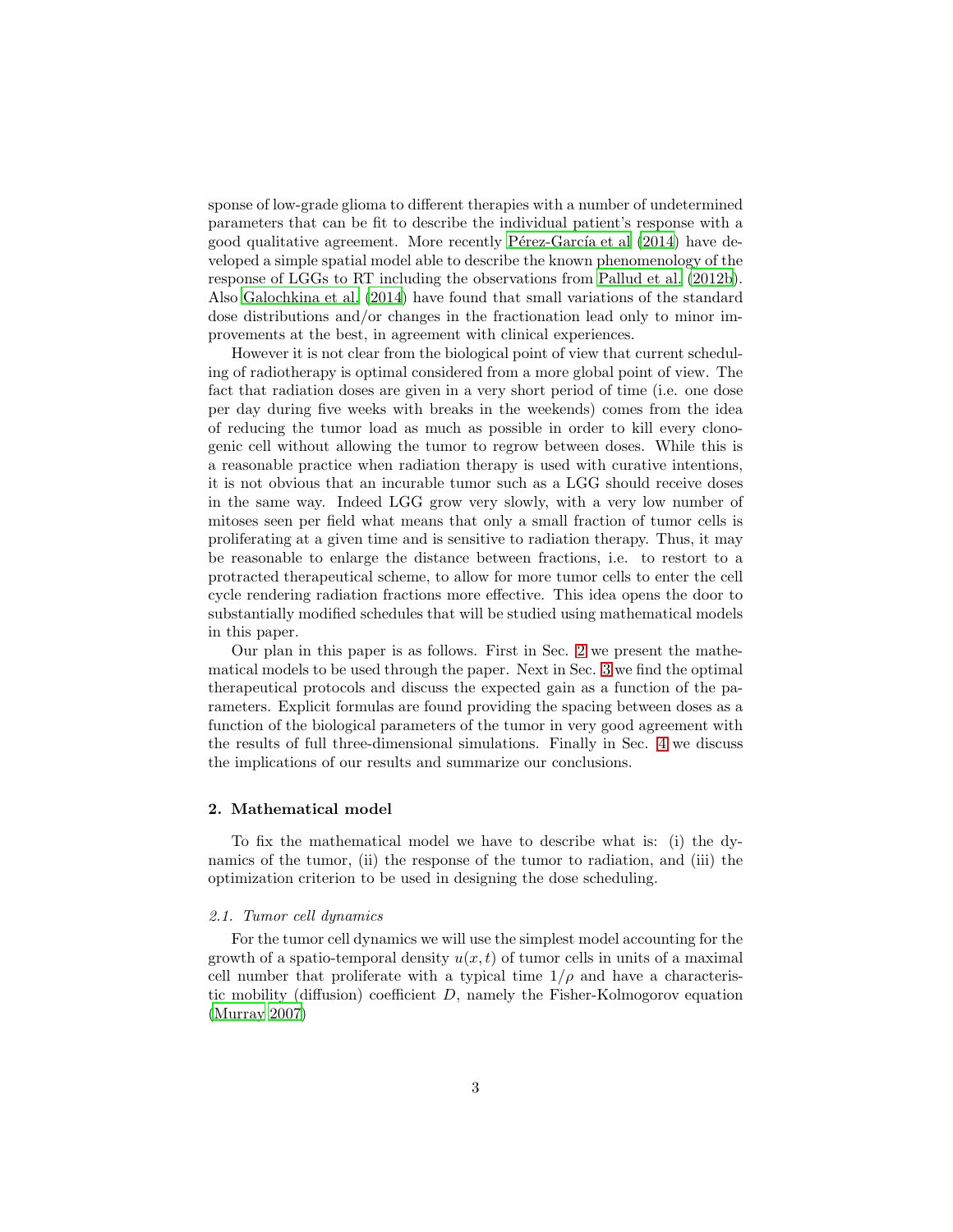sponse of low-grade glioma to different therapies with a number of undetermined parameters that can be fit to describe the individual patient's response with a good qualitative agreement. More recently Pérez-García et al (2014) have developed a simple spatial model able to describe the known phenomenology of the response of LGGs to RT including the observations from Pallud et al. (2012b). Also Galochkina et al. (2014) have found that small variations of the standard dose distributions and/or changes in the fractionation lead only to minor improvements at the best, in agreement with clinical experiences.

However it is not clear from the biological point of view that current scheduling of radiotherapy is optimal considered from a more global point of view. The fact that radiation doses are given in a very short period of time (i.e. one dose per day during five weeks with breaks in the weekends) comes from the idea of reducing the tumor load as much as possible in order to kill every clonogenic cell without allowing the tumor to regrow between doses. While this is a reasonable practice when radiation therapy is used with curative intentions, it is not obvious that an incurable tumor such as a LGG should receive doses in the same way. Indeed LGG grow very slowly, with a very low number of mitoses seen per field what means that only a small fraction of tumor cells is proliferating at a given time and is sensitive to radiation therapy. Thus, it may be reasonable to enlarge the distance between fractions, i.e. to restort to a protracted therapeutical scheme, to allow for more tumor cells to enter the cell cycle rendering radiation fractions more effective. This idea opens the door to substantially modified schedules that will be studied using mathematical models in this paper.

Our plan in this paper is as follows. First in Sec. 2 we present the mathematical models to be used through the paper. Next in Sec. 3 we find the optimal therapeutical protocols and discuss the expected gain as a function of the parameters. Explicit formulas are found providing the spacing between doses as a function of the biological parameters of the tumor in very good agreement with the results of full three-dimensional simulations. Finally in Sec. 4 we discuss the implications of our results and summarize our conclusions.

## 2. Mathematical model

To fix the mathematical model we have to describe what is: (i) the dynamics of the tumor, (ii) the response of the tumor to radiation, and (iii) the optimization criterion to be used in designing the dose scheduling.

### *2.1. Tumor cell dynamics*

For the tumor cell dynamics we will use the simplest model accounting for the growth of a spatio-temporal density $u(x, t)$ of tumor cells in units of a maximal cell number that proliferate with a typical time $1/\rho$ and have a characteristic mobility (diffusion) coefficient $D$, namely the Fisher-Kolmogorov equation (Murray 2007)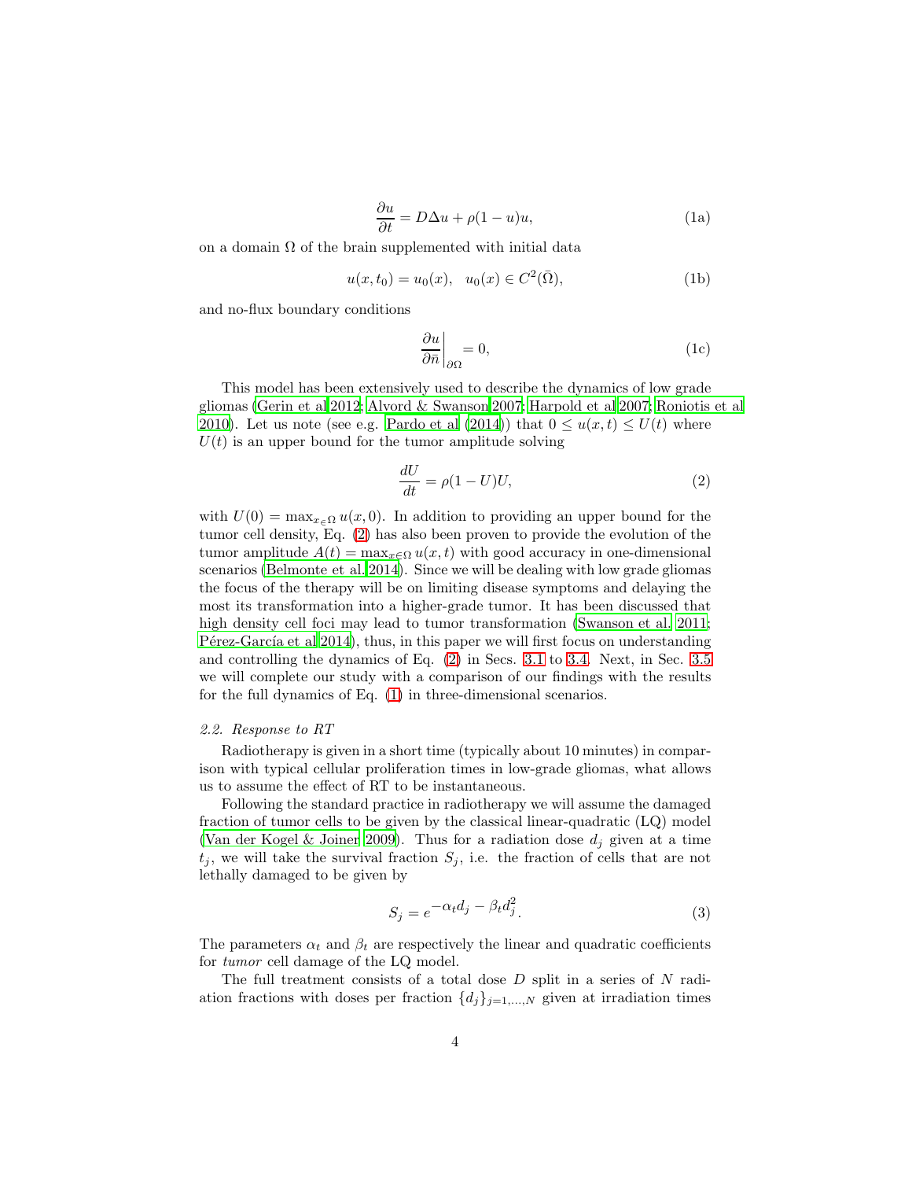$$\frac{\partial u}{\partial t} = D\Delta u + \rho(1-u)u, \tag{1a}$$

on a domain $\Omega$ of the brain supplemented with initial data

$$u(x, t_0) = u_0(x), \quad u_0(x) \in C^2(\bar{\Omega}), \tag{1b}$$

and no-flux boundary conditions

$$\left.\frac{\partial u}{\partial \bar{n}}\right|_{\partial\Omega} = 0, \tag{1c}$$

This model has been extensively used to describe the dynamics of low grade gliomas (Gerin et al 2012; Alvord & Swanson 2007; Harpold et al 2007; Roniotis et al 2010). Let us note (see e.g. Pardo et al (2014)) that $0 \leq u(x,t) \leq U(t)$ where $U(t)$ is an upper bound for the tumor amplitude solving

$$\frac{dU}{dt} = \rho(1-U)U, \tag{2}$$

with $U(0) = \max_{x\in\Omega} u(x, 0)$. In addition to providing an upper bound for the tumor cell density, Eq. (2) has also been proven to provide the evolution of the tumor amplitude $A(t) = \max_{x\in\Omega} u(x,t)$ with good accuracy in one-dimensional scenarios (Belmonte et al. 2014). Since we will be dealing with low grade gliomas the focus of the therapy will be on limiting disease symptoms and delaying the most its transformation into a higher-grade tumor. It has been discussed that high density cell foci may lead to tumor transformation (Swanson et al. 2011; Pérez-García et al 2014), thus, in this paper we will first focus on understanding and controlling the dynamics of Eq. (2) in Secs. 3.1 to 3.4. Next, in Sec. 3.5 we will complete our study with a comparison of our findings with the results for the full dynamics of Eq. (1) in three-dimensional scenarios.

### 2.2. Response to RT

Radiotherapy is given in a short time (typically about 10 minutes) in comparison with typical cellular proliferation times in low-grade gliomas, what allows us to assume the effect of RT to be instantaneous.

Following the standard practice in radiotherapy we will assume the damaged fraction of tumor cells to be given by the classical linear-quadratic (LQ) model (Van der Kogel & Joiner 2009). Thus for a radiation dose $d_j$ given at a time $t_j$, we will take the survival fraction $S_j$, i.e. the fraction of cells that are not lethally damaged to be given by

$$S_j = e^{-\alpha_t d_j - \beta_t d_j^2}. \tag{3}$$

The parameters $\alpha_t$ and $\beta_t$ are respectively the linear and quadratic coefficients for *tumor* cell damage of the LQ model.

The full treatment consists of a total dose $D$ split in a series of $N$ radiation fractions with doses per fraction $\{d_j\}_{j=1,\dots,N}$ given at irradiation times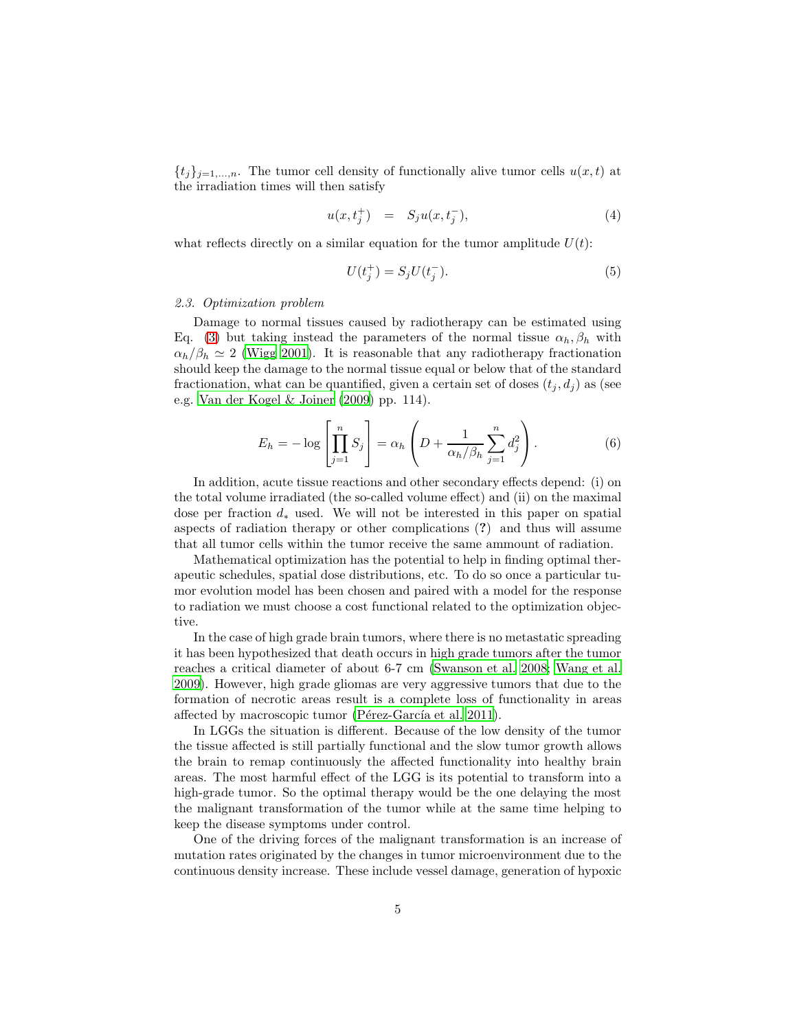$\{t_j\}_{j=1,\ldots,n}$. The tumor cell density of functionally alive tumor cells $u(x,t)$ at the irradiation times will then satisfy

$$u(x, t_j^+) \quad = \quad S_j u(x, t_j^-), \tag{4}$$

what reflects directly on a similar equation for the tumor amplitude $U(t)$:

$$U(t_j^+) = S_j U(t_j^-). \tag{5}$$

### *2.3. Optimization problem*

Damage to normal tissues caused by radiotherapy can be estimated using Eq. (3) but taking instead the parameters of the normal tissue $\alpha_h, \beta_h$ with $\alpha_h/\beta_h \simeq 2$ (Wigg 2001). It is reasonable that any radiotherapy fractionation should keep the damage to the normal tissue equal or below that of the standard fractionation, what can be quantified, given a certain set of doses $(t_j, d_j)$ as (see e.g. Van der Kogel & Joiner (2009) pp. 114).

$$E_h = -\log\left[\prod_{j=1}^{n} S_j\right] = \alpha_h \left(D + \frac{1}{\alpha_h/\beta_h}\sum_{j=1}^{n} d_j^2\right). \tag{6}$$

In addition, acute tissue reactions and other secondary effects depend: (i) on the total volume irradiated (the so-called volume effect) and (ii) on the maximal dose per fraction $d_*$ used. We will not be interested in this paper on spatial aspects of radiation therapy or other complications (**?**) and thus will assume that all tumor cells within the tumor receive the same ammount of radiation.

Mathematical optimization has the potential to help in finding optimal therapeutic schedules, spatial dose distributions, etc. To do so once a particular tumor evolution model has been chosen and paired with a model for the response to radiation we must choose a cost functional related to the optimization objective.

In the case of high grade brain tumors, where there is no metastatic spreading it has been hypothesized that death occurs in high grade tumors after the tumor reaches a critical diameter of about 6-7 cm (Swanson et al. 2008; Wang et al. 2009). However, high grade gliomas are very aggressive tumors that due to the formation of necrotic areas result is a complete loss of functionality in areas affected by macroscopic tumor (Pérez-García et al. 2011).

In LGGs the situation is different. Because of the low density of the tumor the tissue affected is still partially functional and the slow tumor growth allows the brain to remap continuously the affected functionality into healthy brain areas. The most harmful effect of the LGG is its potential to transform into a high-grade tumor. So the optimal therapy would be the one delaying the most the malignant transformation of the tumor while at the same time helping to keep the disease symptoms under control.

One of the driving forces of the malignant transformation is an increase of mutation rates originated by the changes in tumor microenvironment due to the continuous density increase. These include vessel damage, generation of hypoxic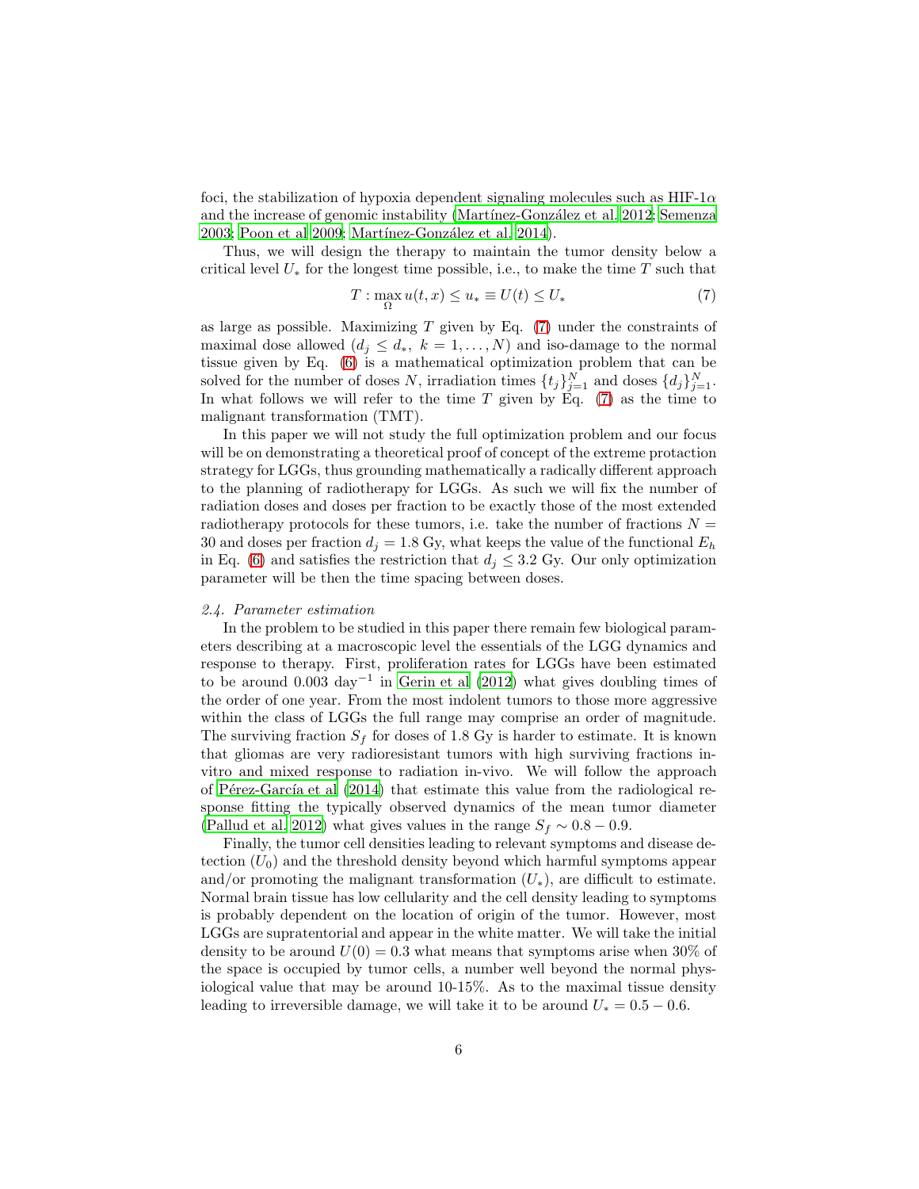foci, the stabilization of hypoxia dependent signaling molecules such as HIF-1$\alpha$ and the increase of genomic instability (Martínez-González et al. 2012; Semenza 2003; Poon et al 2009; Martínez-González et al. 2014).

Thus, we will design the therapy to maintain the tumor density below a critical level $U_*$ for the longest time possible, i.e., to make the time $T$ such that

$$T : \max_{\Omega} u(t, x) \leq u_* \equiv U(t) \leq U_* \tag{7}$$

as large as possible. Maximizing $T$ given by Eq. (7) under the constraints of maximal dose allowed ($d_j \leq d_*, \ k = 1, \ldots, N$) and iso-damage to the normal tissue given by Eq. (6) is a mathematical optimization problem that can be solved for the number of doses $N$, irradiation times $\{t_j\}_{j=1}^N$ and doses $\{d_j\}_{j=1}^N$. In what follows we will refer to the time $T$ given by Eq. (7) as the time to malignant transformation (TMT).

In this paper we will not study the full optimization problem and our focus will be on demonstrating a theoretical proof of concept of the extreme protaction strategy for LGGs, thus grounding mathematically a radically different approach to the planning of radiotherapy for LGGs. As such we will fix the number of radiation doses and doses per fraction to be exactly those of the most extended radiotherapy protocols for these tumors, i.e. take the number of fractions $N = 30$ and doses per fraction $d_j = 1.8$ Gy, what keeps the value of the functional $E_h$ in Eq. (6) and satisfies the restriction that $d_j \leq 3.2$ Gy. Our only optimization parameter will be then the time spacing between doses.

### *2.4. Parameter estimation*

In the problem to be studied in this paper there remain few biological parameters describing at a macroscopic level the essentials of the LGG dynamics and response to therapy. First, proliferation rates for LGGs have been estimated to be around 0.003 day$^{-1}$ in Gerin et al (2012) what gives doubling times of the order of one year. From the most indolent tumors to those more aggressive within the class of LGGs the full range may comprise an order of magnitude. The surviving fraction $S_f$ for doses of 1.8 Gy is harder to estimate. It is known that gliomas are very radioresistant tumors with high surviving fractions in-vitro and mixed response to radiation in-vivo. We will follow the approach of Pérez-García et al (2014) that estimate this value from the radiological response fitting the typically observed dynamics of the mean tumor diameter (Pallud et al. 2012) what gives values in the range $S_f \sim 0.8 - 0.9$.

Finally, the tumor cell densities leading to relevant symptoms and disease detection ($U_0$) and the threshold density beyond which harmful symptoms appear and/or promoting the malignant transformation ($U_*$), are difficult to estimate. Normal brain tissue has low cellularity and the cell density leading to symptoms is probably dependent on the location of origin of the tumor. However, most LGGs are supratentorial and appear in the white matter. We will take the initial density to be around $U(0) = 0.3$ what means that symptoms arise when 30% of the space is occupied by tumor cells, a number well beyond the normal physiological value that may be around 10-15%. As to the maximal tissue density leading to irreversible damage, we will take it to be around $U_* = 0.5 - 0.6$.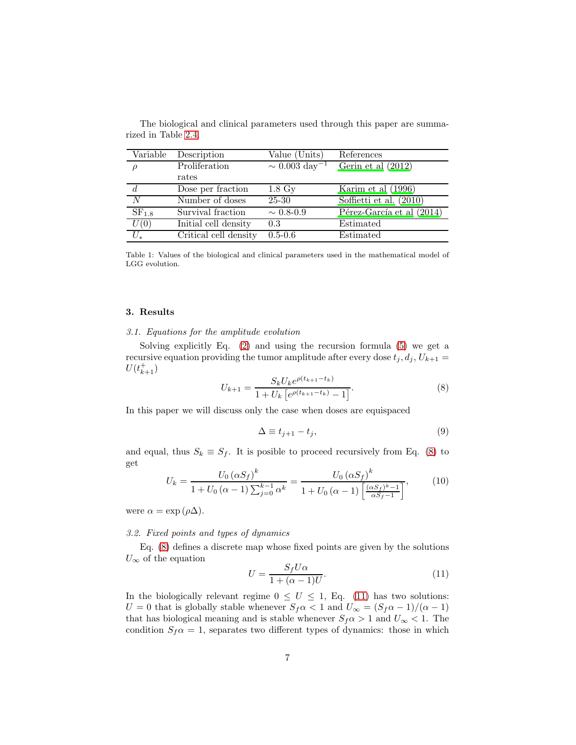The biological and clinical parameters used through this paper are summarized in Table 2.4.

| Variable | Description | Value (Units) | References |
|---|---|---|---|
| $\rho$ | Proliferation rates | $\sim 0.003$ day$^{-1}$ | Gerin et al (2012) |
| $d$ | Dose per fraction | 1.8 Gy | Karim et al (1996) |
| $N$ | Number of doses | 25-30 | Soffietti et al. (2010) |
| $\mathrm{SF}_{1.8}$ | Survival fraction | $\sim$ 0.8-0.9 | Pérez-García et al (2014) |
| $U(0)$ | Initial cell density | 0.3 | Estimated |
| $U_*$ | Critical cell density | 0.5-0.6 | Estimated |

Table 1: Values of the biological and clinical parameters used in the mathematical model of LGG evolution.

## 3. Results

### *3.1. Equations for the amplitude evolution*

Solving explicitly Eq. (2) and using the recursion formula (5) we get a recursive equation providing the tumor amplitude after every dose $t_j, d_j$, $U_{k+1} = U(t_{k+1}^+)$

$$U_{k+1} = \frac{S_k U_k e^{\rho(t_{k+1}-t_k)}}{1 + U_k \left[e^{\rho(t_{k+1}-t_k)} - 1\right]}. \tag{8}$$

In this paper we will discuss only the case when doses are equispaced

$$\Delta \equiv t_{j+1} - t_j, \tag{9}$$

and equal, thus $S_k \equiv S_f$. It is posible to proceed recursively from Eq. (8) to get

$$U_k = \frac{U_0 \left(\alpha S_f\right)^k}{1 + U_0 \left(\alpha - 1\right) \sum_{j=0}^{k-1} \alpha^k} = \frac{U_0 \left(\alpha S_f\right)^k}{1 + U_0 \left(\alpha - 1\right) \left[\frac{(\alpha S_f)^k - 1}{\alpha S_f - 1}\right]}, \tag{10}$$

were $\alpha = \exp\left(\rho \Delta\right)$.

### *3.2. Fixed points and types of dynamics*

Eq. (8) defines a discrete map whose fixed points are given by the solutions $U_\infty$ of the equation

$$U = \frac{S_f U \alpha}{1 + (\alpha - 1) U}. \tag{11}$$

In the biologically relevant regime $0 \leq U \leq 1$, Eq. (11) has two solutions: $U = 0$ that is globally stable whenever $S_f \alpha < 1$ and $U_\infty = (S_f \alpha - 1)/(\alpha - 1)$ that has biological meaning and is stable whenever $S_f \alpha > 1$ and $U_\infty < 1$. The condition $S_f \alpha = 1$, separates two different types of dynamics: those in which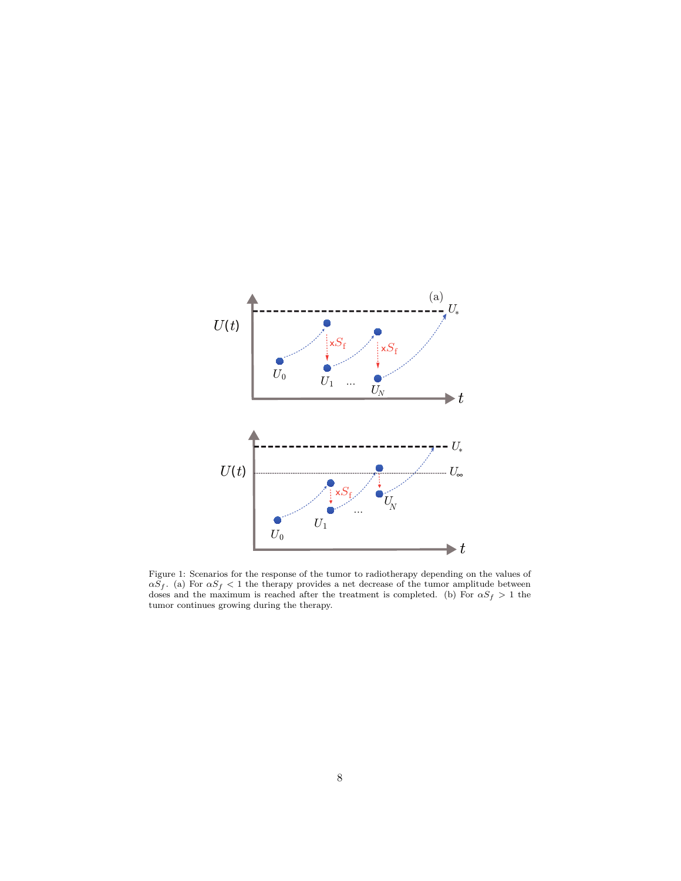Figure 1: Scenarios for the response of the tumor to radiotherapy depending on the values of $\alpha S_f$. (a) For $\alpha S_f < 1$ the therapy provides a net decrease of the tumor amplitude between doses and the maximum is reached after the treatment is completed. (b) For $\alpha S_f > 1$ the tumor continues growing during the therapy.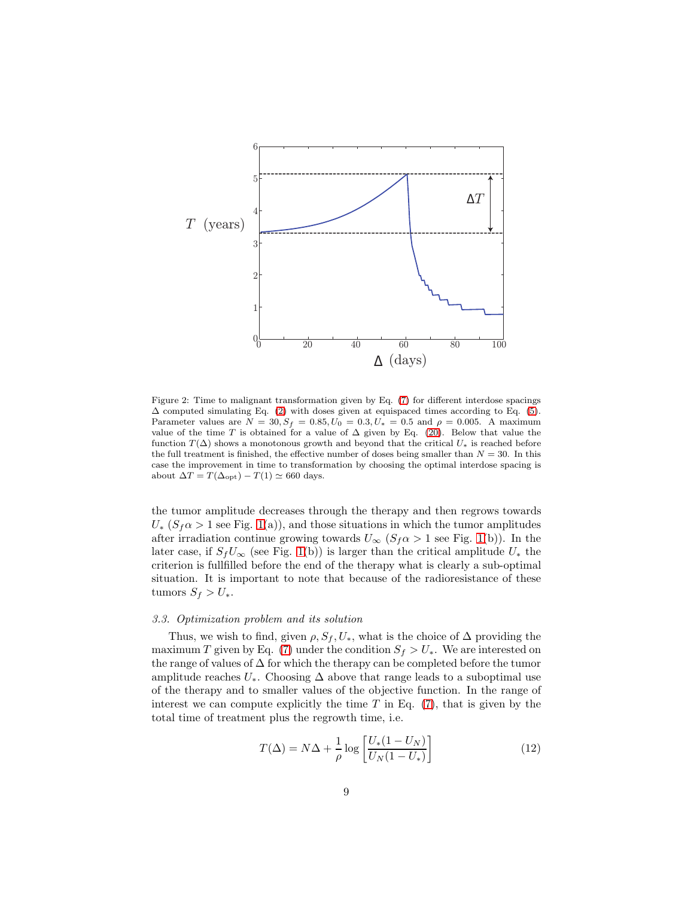Figure 2: Time to malignant transformation given by Eq. (7) for different interdose spacings $\Delta$ computed simulating Eq. (2) with doses given at equispaced times according to Eq. (5). Parameter values are $N = 30, S_f = 0.85, U_0 = 0.3, U_* = 0.5$ and $\rho = 0.005$. A maximum value of the time $T$ is obtained for a value of $\Delta$ given by Eq. (20). Below that value the function $T(\Delta)$ shows a monotonous growth and beyond that the critical $U_*$ is reached before the full treatment is finished, the effective number of doses being smaller than $N = 30$. In this case the improvement in time to transformation by choosing the optimal interdose spacing is about $\Delta T = T(\Delta_{\text{opt}}) - T(1) \simeq 660$ days.

the tumor amplitude decreases through the therapy and then regrows towards $U_*$ ($S_f\alpha > 1$ see Fig. 1(a)), and those situations in which the tumor amplitudes after irradiation continue growing towards $U_\infty$ ($S_f\alpha > 1$ see Fig. 1(b)). In the later case, if $S_f U_\infty$ (see Fig. 1(b)) is larger than the critical amplitude $U_*$ the criterion is fullfilled before the end of the therapy what is clearly a sub-optimal situation. It is important to note that because of the radioresistance of these tumors $S_f > U_*$.

### *3.3. Optimization problem and its solution*

Thus, we wish to find, given $\rho, S_f, U_*$, what is the choice of $\Delta$ providing the maximum $T$ given by Eq. (7) under the condition $S_f > U_*$. We are interested on the range of values of $\Delta$ for which the therapy can be completed before the tumor amplitude reaches $U_*$. Choosing $\Delta$ above that range leads to a suboptimal use of the therapy and to smaller values of the objective function. In the range of interest we can compute explicitly the time $T$ in Eq. (7), that is given by the total time of treatment plus the regrowth time, i.e.

$$T(\Delta) = N\Delta + \frac{1}{\rho} \log \left[ \frac{U_*(1 - U_N)}{U_N(1 - U_*)} \right] \tag{12}$$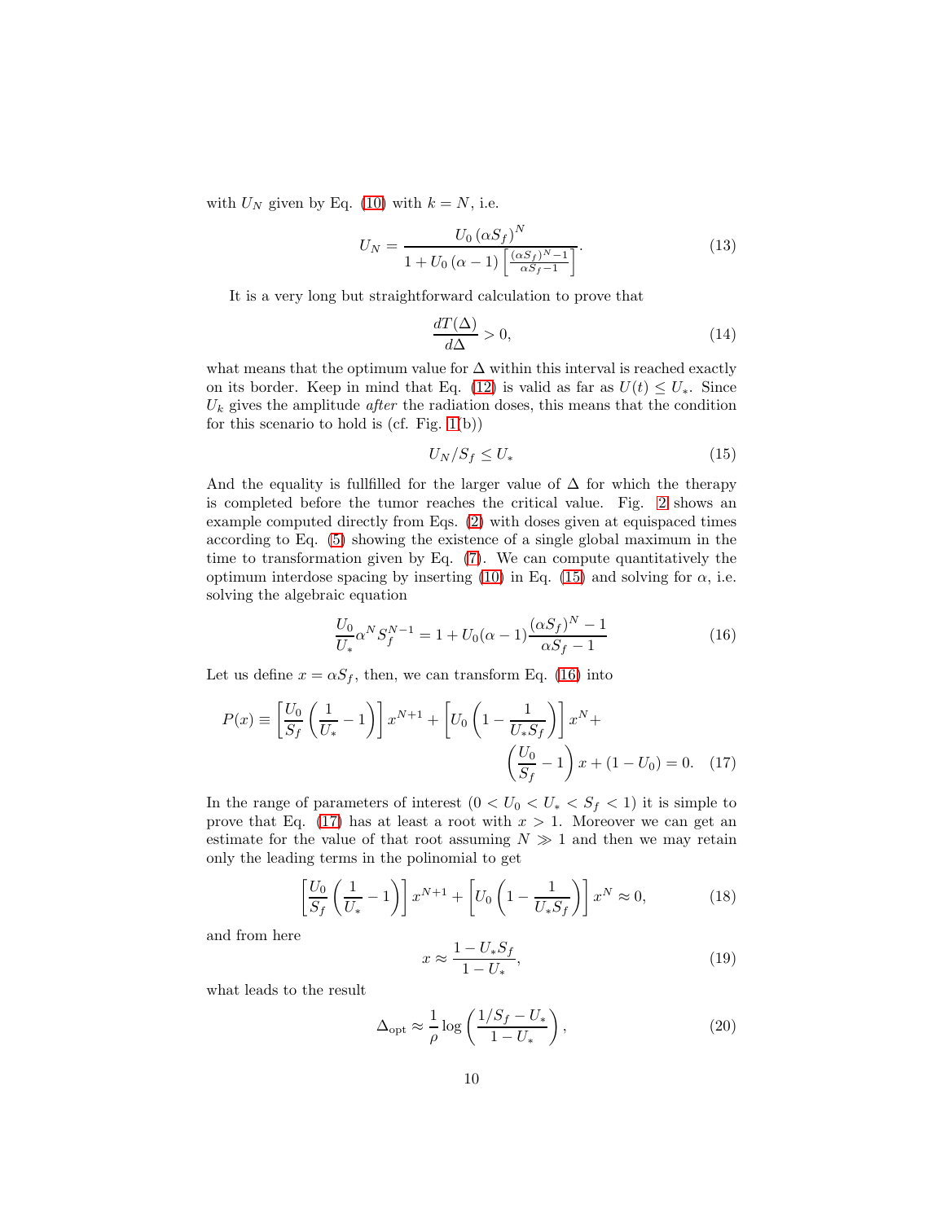with $U_N$ given by Eq. (10) with $k = N$, i.e.

$$U_N = \frac{U_0 \left(\alpha S_f\right)^N}{1 + U_0 \left(\alpha - 1\right) \left[\frac{(\alpha S_f)^N - 1}{\alpha S_f - 1}\right]}. \tag{13}$$

It is a very long but straightforward calculation to prove that

$$\frac{dT(\Delta)}{d\Delta} > 0, \tag{14}$$

what means that the optimum value for $\Delta$ within this interval is reached exactly on its border. Keep in mind that Eq. (12) is valid as far as $U(t) \leq U_*$. Since $U_k$ gives the amplitude *after* the radiation doses, this means that the condition for this scenario to hold is (cf. Fig. 1(b))

$$U_N / S_f \leq U_* \tag{15}$$

And the equality is fullfilled for the larger value of $\Delta$ for which the therapy is completed before the tumor reaches the critical value. Fig. 2 shows an example computed directly from Eqs. (2) with doses given at equispaced times according to Eq. (5) showing the existence of a single global maximum in the time to transformation given by Eq. (7). We can compute quantitatively the optimum interdose spacing by inserting (10) in Eq. (15) and solving for $\alpha$, i.e. solving the algebraic equation

$$\frac{U_0}{U_*} \alpha^N S_f^{N-1} = 1 + U_0 (\alpha - 1) \frac{(\alpha S_f)^N - 1}{\alpha S_f - 1} \tag{16}$$

Let us define $x = \alpha S_f$, then, we can transform Eq. (16) into

$$P(x) \equiv \left[\frac{U_0}{S_f}\left(\frac{1}{U_*} - 1\right)\right] x^{N+1} + \left[U_0 \left(1 - \frac{1}{U_* S_f}\right)\right] x^N + \left(\frac{U_0}{S_f} - 1\right) x + (1 - U_0) = 0. \tag{17}$$

In the range of parameters of interest ($0 < U_0 < U_* < S_f < 1$) it is simple to prove that Eq. (17) has at least a root with $x > 1$. Moreover we can get an estimate for the value of that root assuming $N \gg 1$ and then we may retain only the leading terms in the polinomial to get

$$\left[\frac{U_0}{S_f}\left(\frac{1}{U_*} - 1\right)\right] x^{N+1} + \left[U_0 \left(1 - \frac{1}{U_* S_f}\right)\right] x^N \approx 0, \tag{18}$$

and from here

$$x \approx \frac{1 - U_* S_f}{1 - U_*}, \tag{19}$$

what leads to the result

$$\Delta_{\text{opt}} \approx \frac{1}{\rho} \log\left(\frac{1/S_f - U_*}{1 - U_*}\right), \tag{20}$$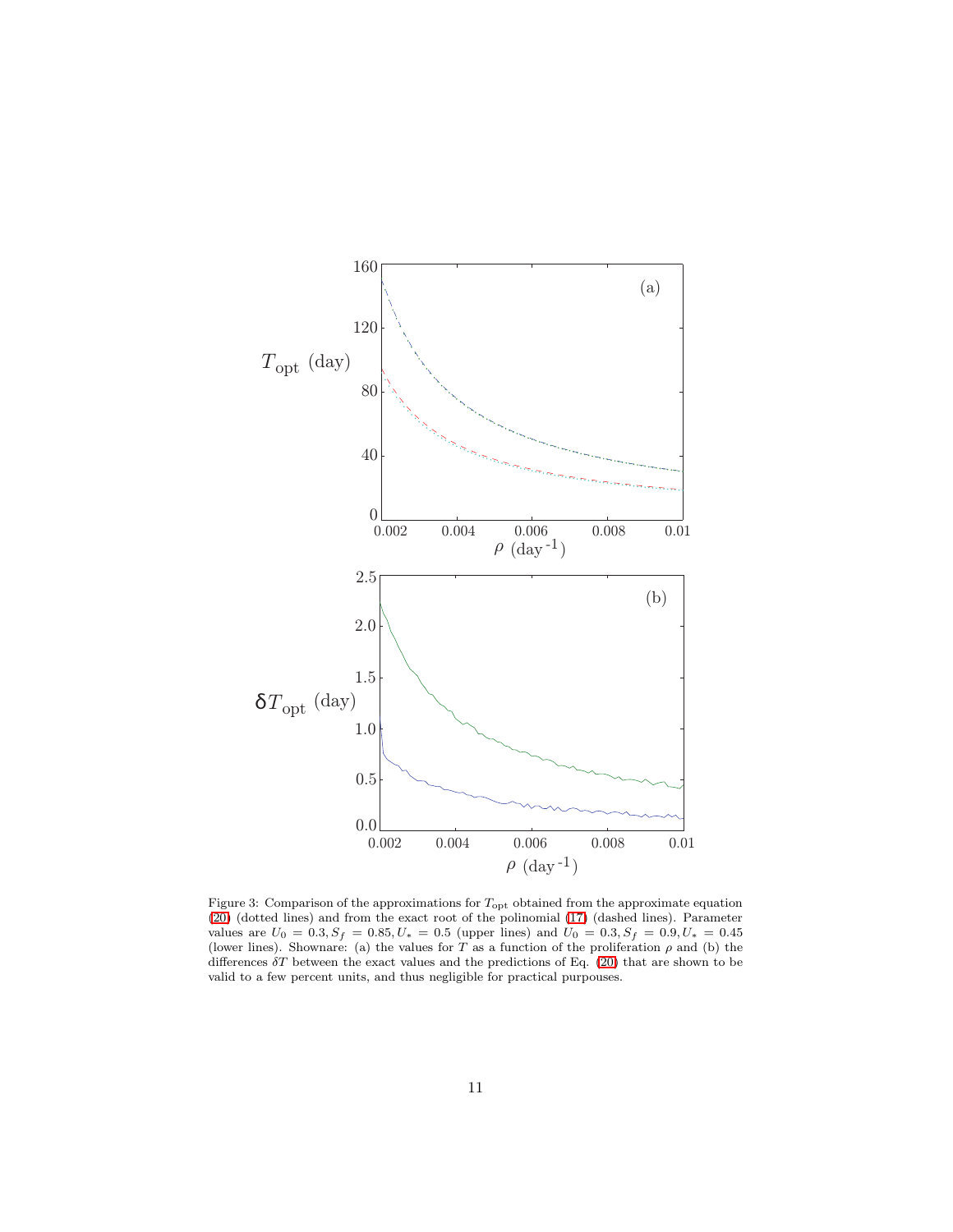Figure 3: Comparison of the approximations for $T_{\rm opt}$ obtained from the approximate equation (20) (dotted lines) and from the exact root of the polinomial (17) (dashed lines). Parameter values are $U_0 = 0.3, S_f = 0.85, U_* = 0.5$ (upper lines) and $U_0 = 0.3, S_f = 0.9, U_* = 0.45$ (lower lines). Shownare: (a) the values for $T$ as a function of the proliferation $\rho$ and (b) the differences $\delta T$ between the exact values and the predictions of Eq. (20) that are shown to be valid to a few percent units, and thus negligible for practical purpouses.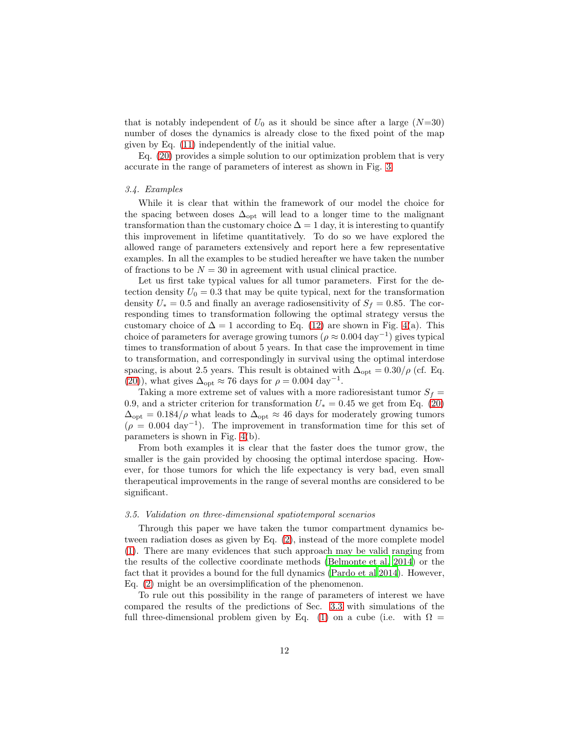that is notably independent of $U_0$ as it should be since after a large ($N$=30) number of doses the dynamics is already close to the fixed point of the map given by Eq. (11) independently of the initial value.

Eq. (20) provides a simple solution to our optimization problem that is very accurate in the range of parameters of interest as shown in Fig. 3.

### *3.4. Examples*

While it is clear that within the framework of our model the choice for the spacing between doses $\Delta_{\text{opt}}$ will lead to a longer time to the malignant transformation than the customary choice $\Delta = 1$ day, it is interesting to quantify this improvement in lifetime quantitatively. To do so we have explored the allowed range of parameters extensively and report here a few representative examples. In all the examples to be studied hereafter we have taken the number of fractions to be $N = 30$ in agreement with usual clinical practice.

Let us first take typical values for all tumor parameters. First for the detection density $U_0 = 0.3$ that may be quite typical, next for the transformation density $U_* = 0.5$ and finally an average radiosensitivity of $S_f = 0.85$. The corresponding times to transformation following the optimal strategy versus the customary choice of $\Delta = 1$ according to Eq. (12) are shown in Fig. 4(a). This choice of parameters for average growing tumors ($\rho \approx 0.004$ day$^{-1}$) gives typical times to transformation of about 5 years. In that case the improvement in time to transformation, and correspondingly in survival using the optimal interdose spacing, is about 2.5 years. This result is obtained with $\Delta_{\text{opt}} = 0.30/\rho$ (cf. Eq. (20)), what gives $\Delta_{\text{opt}} \approx 76$ days for $\rho = 0.004$ day$^{-1}$.

Taking a more extreme set of values with a more radioresistant tumor $S_f = 0.9$, and a stricter criterion for transformation $U_* = 0.45$ we get from Eq. (20) $\Delta_{\text{opt}} = 0.184/\rho$ what leads to $\Delta_{\text{opt}} \approx 46$ days for moderately growing tumors ($\rho = 0.004$ day$^{-1}$). The improvement in transformation time for this set of parameters is shown in Fig. 4(b).

From both examples it is clear that the faster does the tumor grow, the smaller is the gain provided by choosing the optimal interdose spacing. However, for those tumors for which the life expectancy is very bad, even small therapeutical improvements in the range of several months are considered to be significant.

### *3.5. Validation on three-dimensional spatiotemporal scenarios*

Through this paper we have taken the tumor compartment dynamics between radiation doses as given by Eq. (2), instead of the more complete model (1). There are many evidences that such approach may be valid ranging from the results of the collective coordinate methods (Belmonte et al. 2014) or the fact that it provides a bound for the full dynamics (Pardo et al 2014). However, Eq. (2) might be an oversimplification of the phenomenon.

To rule out this possibility in the range of parameters of interest we have compared the results of the predictions of Sec. 3.3 with simulations of the full three-dimensional problem given by Eq. (1) on a cube (i.e. with $\Omega =$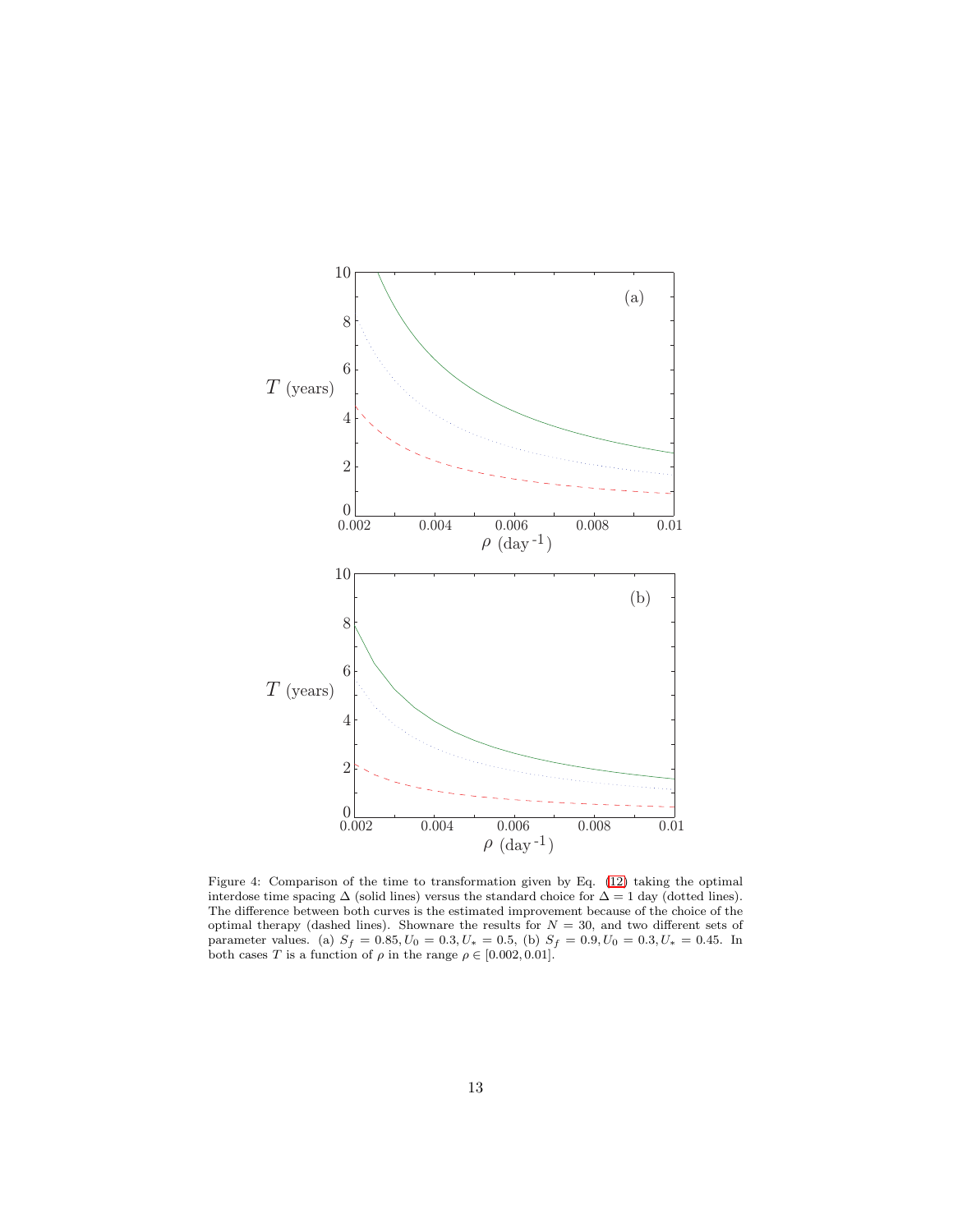Figure 4: Comparison of the time to transformation given by Eq. (12) taking the optimal interdose time spacing $\Delta$ (solid lines) versus the standard choice for $\Delta = 1$ day (dotted lines). The difference between both curves is the estimated improvement because of the choice of the optimal therapy (dashed lines). Shownare the results for $N = 30$, and two different sets of parameter values. (a) $S_f = 0.85, U_0 = 0.3, U_* = 0.5$, (b) $S_f = 0.9, U_0 = 0.3, U_* = 0.45$. In both cases $T$ is a function of $\rho$ in the range $\rho \in [0.002, 0.01]$.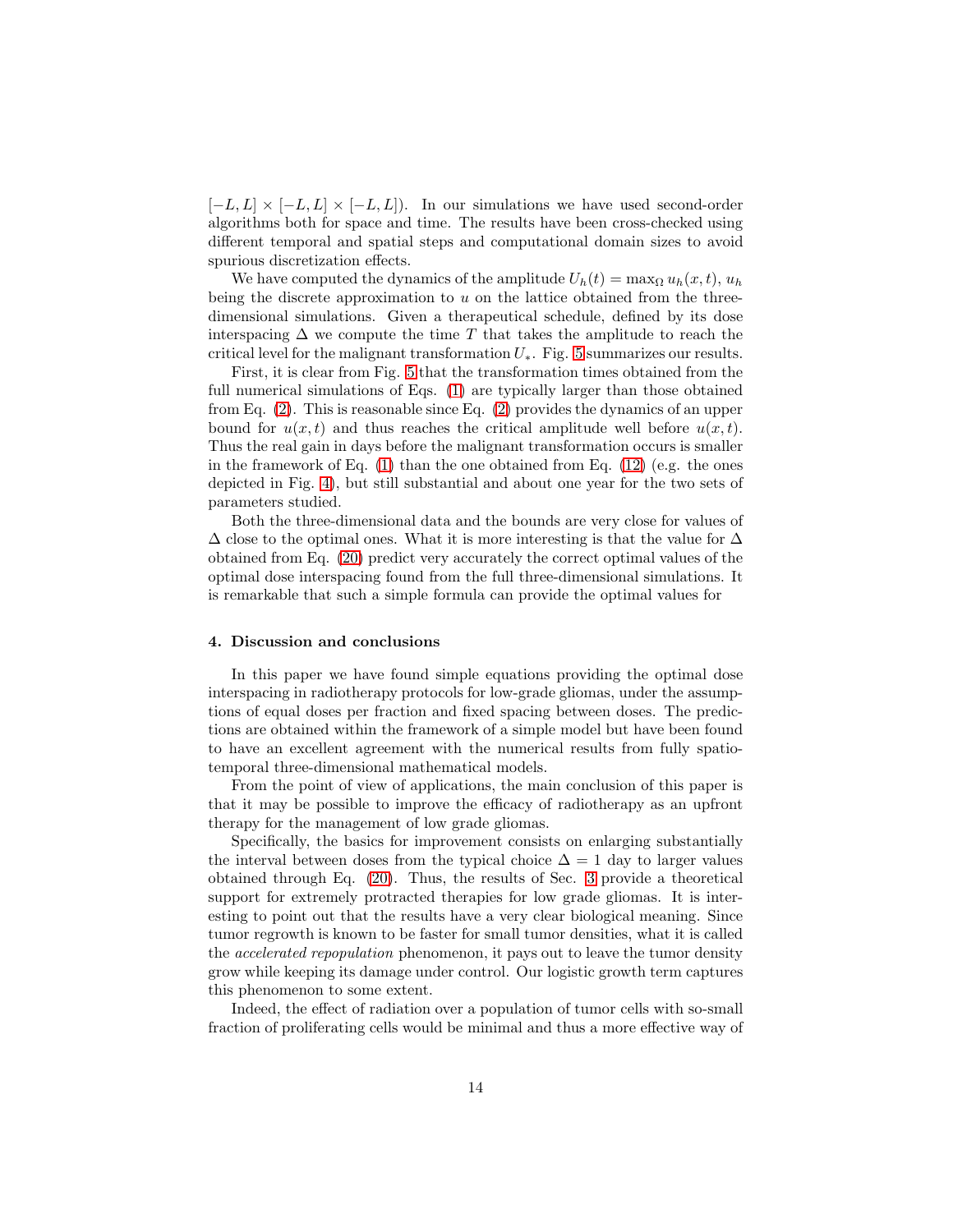$[-L, L] \times [-L, L] \times [-L, L]$). In our simulations we have used second-order algorithms both for space and time. The results have been cross-checked using different temporal and spatial steps and computational domain sizes to avoid spurious discretization effects.

We have computed the dynamics of the amplitude $U_h(t) = \max_\Omega u_h(x,t)$, $u_h$ being the discrete approximation to $u$ on the lattice obtained from the three-dimensional simulations. Given a therapeutical schedule, defined by its dose interspacing $\Delta$ we compute the time $T$ that takes the amplitude to reach the critical level for the malignant transformation $U_*$. Fig. 5 summarizes our results.

First, it is clear from Fig. 5 that the transformation times obtained from the full numerical simulations of Eqs. (1) are typically larger than those obtained from Eq. (2). This is reasonable since Eq. (2) provides the dynamics of an upper bound for $u(x,t)$ and thus reaches the critical amplitude well before $u(x,t)$. Thus the real gain in days before the malignant transformation occurs is smaller in the framework of Eq. (1) than the one obtained from Eq. (12) (e.g. the ones depicted in Fig. 4), but still substantial and about one year for the two sets of parameters studied.

Both the three-dimensional data and the bounds are very close for values of $\Delta$ close to the optimal ones. What it is more interesting is that the value for $\Delta$ obtained from Eq. (20) predict very accurately the correct optimal values of the optimal dose interspacing found from the full three-dimensional simulations. It is remarkable that such a simple formula can provide the optimal values for

## 4. Discussion and conclusions

In this paper we have found simple equations providing the optimal dose interspacing in radiotherapy protocols for low-grade gliomas, under the assumptions of equal doses per fraction and fixed spacing between doses. The predictions are obtained within the framework of a simple model but have been found to have an excellent agreement with the numerical results from fully spatio-temporal three-dimensional mathematical models.

From the point of view of applications, the main conclusion of this paper is that it may be possible to improve the efficacy of radiotherapy as an upfront therapy for the management of low grade gliomas.

Specifically, the basics for improvement consists on enlarging substantially the interval between doses from the typical choice $\Delta = 1$ day to larger values obtained through Eq. (20). Thus, the results of Sec. 3 provide a theoretical support for extremely protracted therapies for low grade gliomas. It is interesting to point out that the results have a very clear biological meaning. Since tumor regrowth is known to be faster for small tumor densities, what it is called the *accelerated repopulation* phenomenon, it pays out to leave the tumor density grow while keeping its damage under control. Our logistic growth term captures this phenomenon to some extent.

Indeed, the effect of radiation over a population of tumor cells with so-small fraction of proliferating cells would be minimal and thus a more effective way of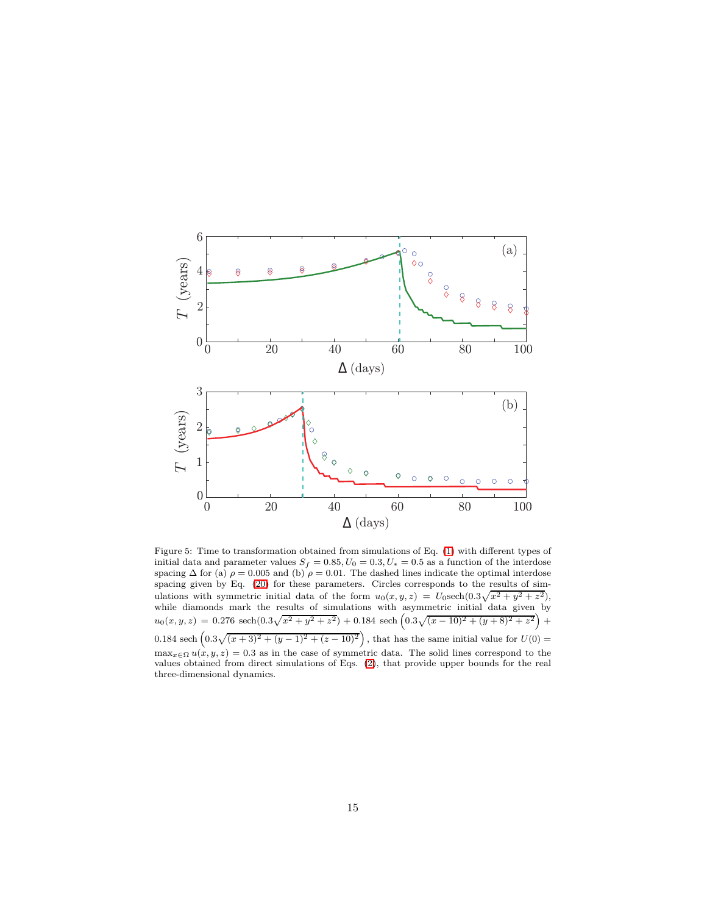Figure 5: Time to transformation obtained from simulations of Eq. (1) with different types of initial data and parameter values $S_f = 0.85, U_0 = 0.3, U_* = 0.5$ as a function of the interdose spacing $\Delta$ for (a) $\rho = 0.005$ and (b) $\rho = 0.01$. The dashed lines indicate the optimal interdose spacing given by Eq. (20) for these parameters. Circles corresponds to the results of simulations with symmetric initial data of the form $u_0(x, y, z) = U_0 \text{sech}(0.3\sqrt{x^2 + y^2 + z^2})$, while diamonds mark the results of simulations with asymmetric initial data given by $u_0(x, y, z) = 0.276\ \text{sech}(0.3\sqrt{x^2 + y^2 + z^2}) + 0.184\ \text{sech}\left(0.3\sqrt{(x - 10)^2 + (y + 8)^2 + z^2}\right) + 0.184\ \text{sech}\left(0.3\sqrt{(x + 3)^2 + (y - 1)^2 + (z - 10)^2}\right)$, that has the same initial value for $U(0) = \max_{x\in\Omega} u(x, y, z) = 0.3$ as in the case of symmetric data. The solid lines correspond to the values obtained from direct simulations of Eqs. (2), that provide upper bounds for the real three-dimensional dynamics.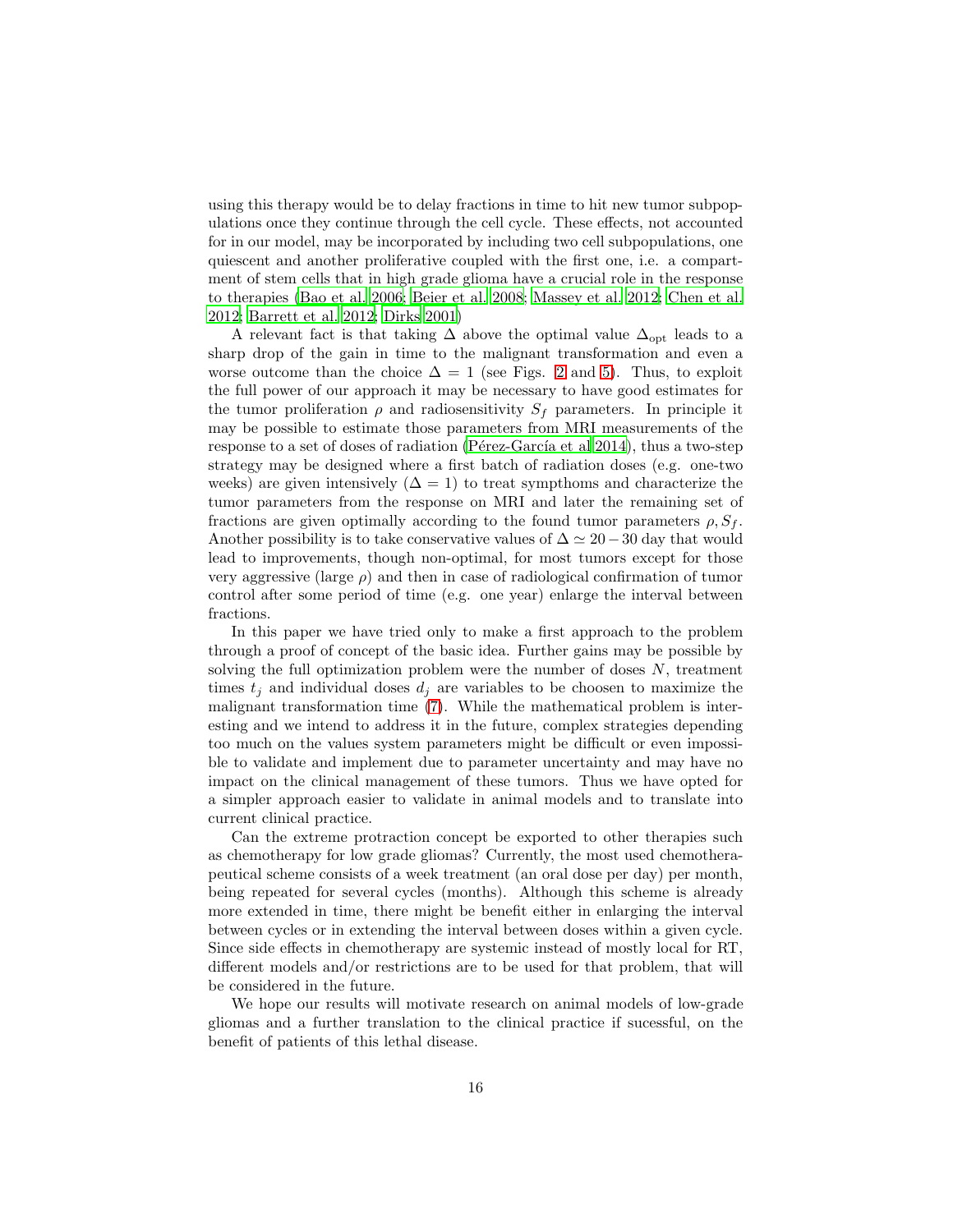using this therapy would be to delay fractions in time to hit new tumor subpopulations once they continue through the cell cycle. These effects, not accounted for in our model, may be incorporated by including two cell subpopulations, one quiescent and another proliferative coupled with the first one, i.e. a compartment of stem cells that in high grade glioma have a crucial role in the response to therapies (Bao et al. 2006; Beier et al. 2008; Massey et al. 2012; Chen et al. 2012; Barrett et al. 2012; Dirks 2001)

A relevant fact is that taking $\Delta$ above the optimal value $\Delta_{\text{opt}}$ leads to a sharp drop of the gain in time to the malignant transformation and even a worse outcome than the choice $\Delta = 1$ (see Figs. 2 and 5). Thus, to exploit the full power of our approach it may be necessary to have good estimates for the tumor proliferation $\rho$ and radiosensitivity $S_f$ parameters. In principle it may be possible to estimate those parameters from MRI measurements of the response to a set of doses of radiation (Pérez-García et al 2014), thus a two-step strategy may be designed where a first batch of radiation doses (e.g. one-two weeks) are given intensively ($\Delta = 1$) to treat sympthoms and characterize the tumor parameters from the response on MRI and later the remaining set of fractions are given optimally according to the found tumor parameters $\rho, S_f$. Another possibility is to take conservative values of $\Delta \simeq 20-30$ day that would lead to improvements, though non-optimal, for most tumors except for those very aggressive (large $\rho$) and then in case of radiological confirmation of tumor control after some period of time (e.g. one year) enlarge the interval between fractions.

In this paper we have tried only to make a first approach to the problem through a proof of concept of the basic idea. Further gains may be possible by solving the full optimization problem were the number of doses $N$, treatment times $t_j$ and individual doses $d_j$ are variables to be choosen to maximize the malignant transformation time (7). While the mathematical problem is interesting and we intend to address it in the future, complex strategies depending too much on the values system parameters might be difficult or even impossible to validate and implement due to parameter uncertainty and may have no impact on the clinical management of these tumors. Thus we have opted for a simpler approach easier to validate in animal models and to translate into current clinical practice.

Can the extreme protraction concept be exported to other therapies such as chemotherapy for low grade gliomas? Currently, the most used chemotherapeutical scheme consists of a week treatment (an oral dose per day) per month, being repeated for several cycles (months). Although this scheme is already more extended in time, there might be benefit either in enlarging the interval between cycles or in extending the interval between doses within a given cycle. Since side effects in chemotherapy are systemic instead of mostly local for RT, different models and/or restrictions are to be used for that problem, that will be considered in the future.

We hope our results will motivate research on animal models of low-grade gliomas and a further translation to the clinical practice if sucessful, on the benefit of patients of this lethal disease.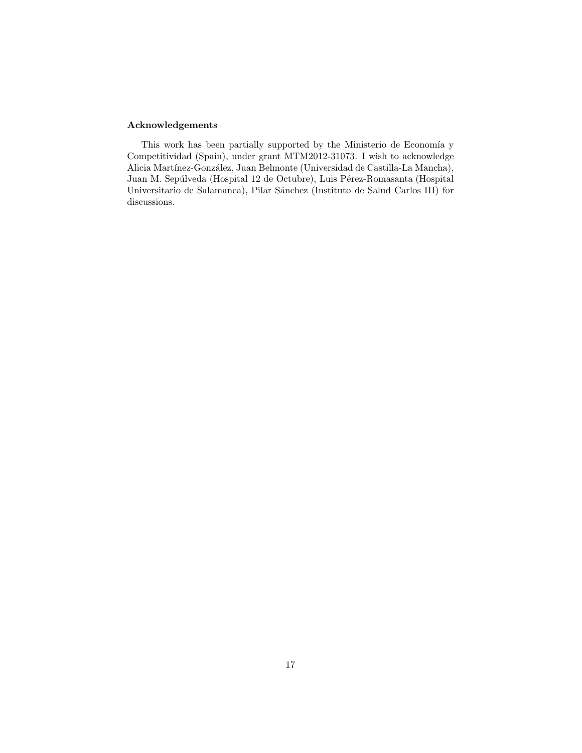## Acknowledgements

This work has been partially supported by the Ministerio de Economía y Competitividad (Spain), under grant MTM2012-31073. I wish to acknowledge Alicia Martínez-González, Juan Belmonte (Universidad de Castilla-La Mancha), Juan M. Sepúlveda (Hospital 12 de Octubre), Luis Pérez-Romasanta (Hospital Universitario de Salamanca), Pilar Sánchez (Instituto de Salud Carlos III) for discussions.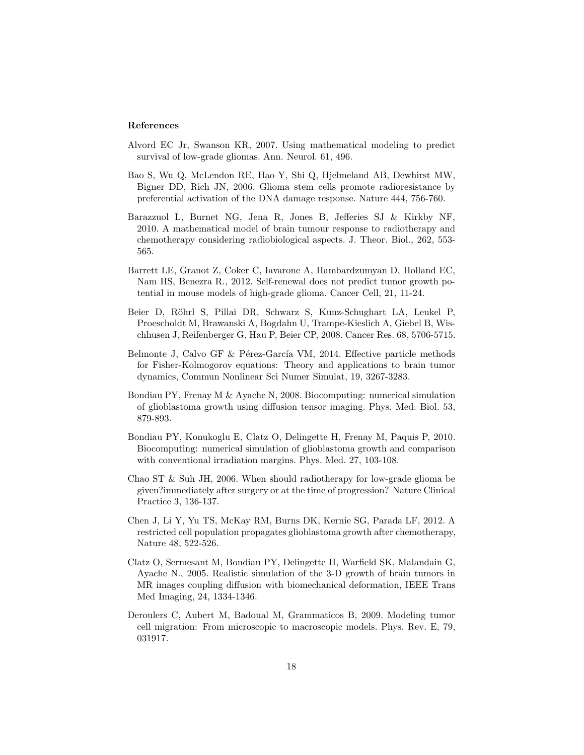### References

Alvord EC Jr, Swanson KR, 2007. Using mathematical modeling to predict survival of low-grade gliomas. Ann. Neurol. 61, 496.

Bao S, Wu Q, McLendon RE, Hao Y, Shi Q, Hjelmeland AB, Dewhirst MW, Bigner DD, Rich JN, 2006. Glioma stem cells promote radioresistance by preferential activation of the DNA damage response. Nature 444, 756-760.

Barazzuol L, Burnet NG, Jena R, Jones B, Jefferies SJ & Kirkby NF, 2010. A mathematical model of brain tumour response to radiotherapy and chemotherapy considering radiobiological aspects. J. Theor. Biol., 262, 553-565.

Barrett LE, Granot Z, Coker C, Iavarone A, Hambardzumyan D, Holland EC, Nam HS, Benezra R., 2012. Self-renewal does not predict tumor growth potential in mouse models of high-grade glioma. Cancer Cell, 21, 11-24.

Beier D, Röhrl S, Pillai DR, Schwarz S, Kunz-Schughart LA, Leukel P, Proescholdt M, Brawanski A, Bogdahn U, Trampe-Kieslich A, Giebel B, Wischhusen J, Reifenberger G, Hau P, Beier CP, 2008. Cancer Res. 68, 5706-5715.

Belmonte J, Calvo GF & Pérez-García VM, 2014. Effective particle methods for Fisher-Kolmogorov equations: Theory and applications to brain tumor dynamics, Commun Nonlinear Sci Numer Simulat, 19, 3267-3283.

Bondiau PY, Frenay M & Ayache N, 2008. Biocomputing: numerical simulation of glioblastoma growth using diffusion tensor imaging. Phys. Med. Biol. 53, 879-893.

Bondiau PY, Konukoglu E, Clatz O, Delingette H, Frenay M, Paquis P, 2010. Biocomputing: numerical simulation of glioblastoma growth and comparison with conventional irradiation margins. Phys. Med. 27, 103-108.

Chao ST & Suh JH, 2006. When should radiotherapy for low-grade glioma be given?immediately after surgery or at the time of progression? Nature Clinical Practice 3, 136-137.

Chen J, Li Y, Yu TS, McKay RM, Burns DK, Kernie SG, Parada LF, 2012. A restricted cell population propagates glioblastoma growth after chemotherapy, Nature 48, 522-526.

Clatz O, Sermesant M, Bondiau PY, Delingette H, Warfield SK, Malandain G, Ayache N., 2005. Realistic simulation of the 3-D growth of brain tumors in MR images coupling diffusion with biomechanical deformation, IEEE Trans Med Imaging, 24, 1334-1346.

Deroulers C, Aubert M, Badoual M, Grammaticos B, 2009. Modeling tumor cell migration: From microscopic to macroscopic models. Phys. Rev. E, 79, 031917.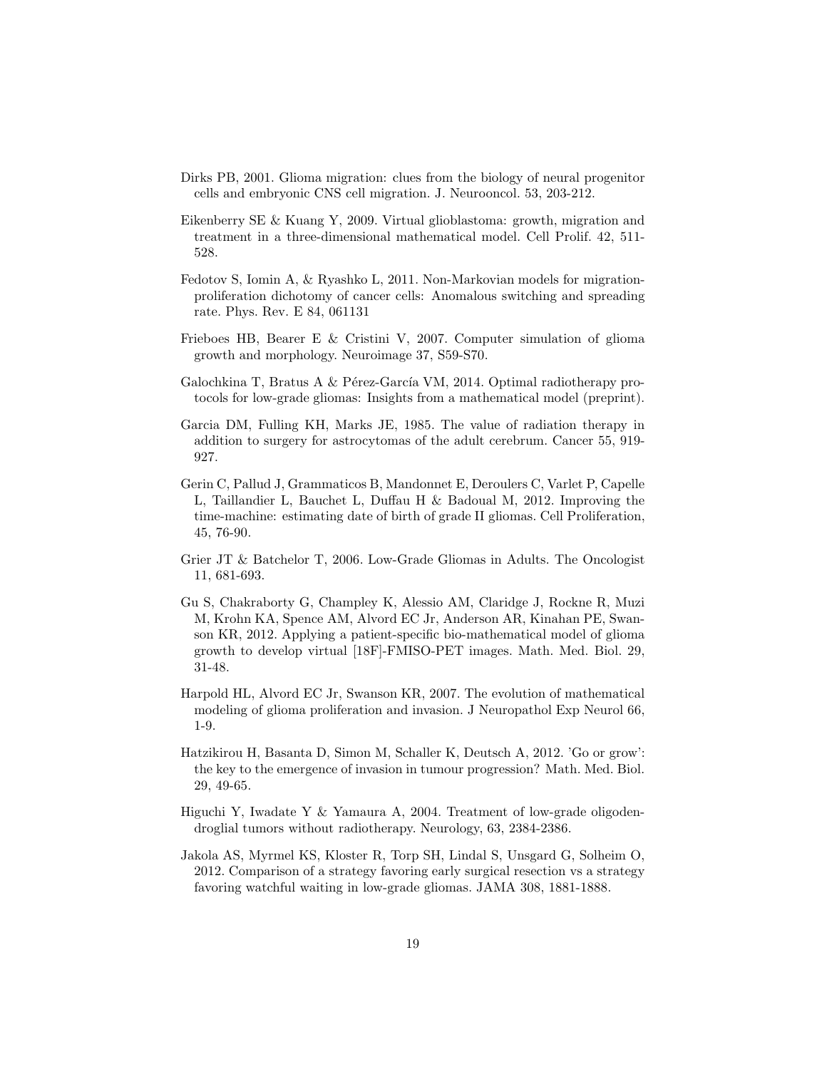Dirks PB, 2001. Glioma migration: clues from the biology of neural progenitor cells and embryonic CNS cell migration. J. Neurooncol. 53, 203-212.

Eikenberry SE & Kuang Y, 2009. Virtual glioblastoma: growth, migration and treatment in a three-dimensional mathematical model. Cell Prolif. 42, 511-528.

Fedotov S, Iomin A, & Ryashko L, 2011. Non-Markovian models for migration-proliferation dichotomy of cancer cells: Anomalous switching and spreading rate. Phys. Rev. E 84, 061131

Frieboes HB, Bearer E & Cristini V, 2007. Computer simulation of glioma growth and morphology. Neuroimage 37, S59-S70.

Galochkina T, Bratus A & Pérez-García VM, 2014. Optimal radiotherapy protocols for low-grade gliomas: Insights from a mathematical model (preprint).

Garcia DM, Fulling KH, Marks JE, 1985. The value of radiation therapy in addition to surgery for astrocytomas of the adult cerebrum. Cancer 55, 919-927.

Gerin C, Pallud J, Grammaticos B, Mandonnet E, Deroulers C, Varlet P, Capelle L, Taillandier L, Bauchet L, Duffau H & Badoual M, 2012. Improving the time-machine: estimating date of birth of grade II gliomas. Cell Proliferation, 45, 76-90.

Grier JT & Batchelor T, 2006. Low-Grade Gliomas in Adults. The Oncologist 11, 681-693.

Gu S, Chakraborty G, Champley K, Alessio AM, Claridge J, Rockne R, Muzi M, Krohn KA, Spence AM, Alvord EC Jr, Anderson AR, Kinahan PE, Swanson KR, 2012. Applying a patient-specific bio-mathematical model of glioma growth to develop virtual [18F]-FMISO-PET images. Math. Med. Biol. 29, 31-48.

Harpold HL, Alvord EC Jr, Swanson KR, 2007. The evolution of mathematical modeling of glioma proliferation and invasion. J Neuropathol Exp Neurol 66, 1-9.

Hatzikirou H, Basanta D, Simon M, Schaller K, Deutsch A, 2012. 'Go or grow': the key to the emergence of invasion in tumour progression? Math. Med. Biol. 29, 49-65.

Higuchi Y, Iwadate Y & Yamaura A, 2004. Treatment of low-grade oligodendroglial tumors without radiotherapy. Neurology, 63, 2384-2386.

Jakola AS, Myrmel KS, Kloster R, Torp SH, Lindal S, Unsgard G, Solheim O, 2012. Comparison of a strategy favoring early surgical resection vs a strategy favoring watchful waiting in low-grade gliomas. JAMA 308, 1881-1888.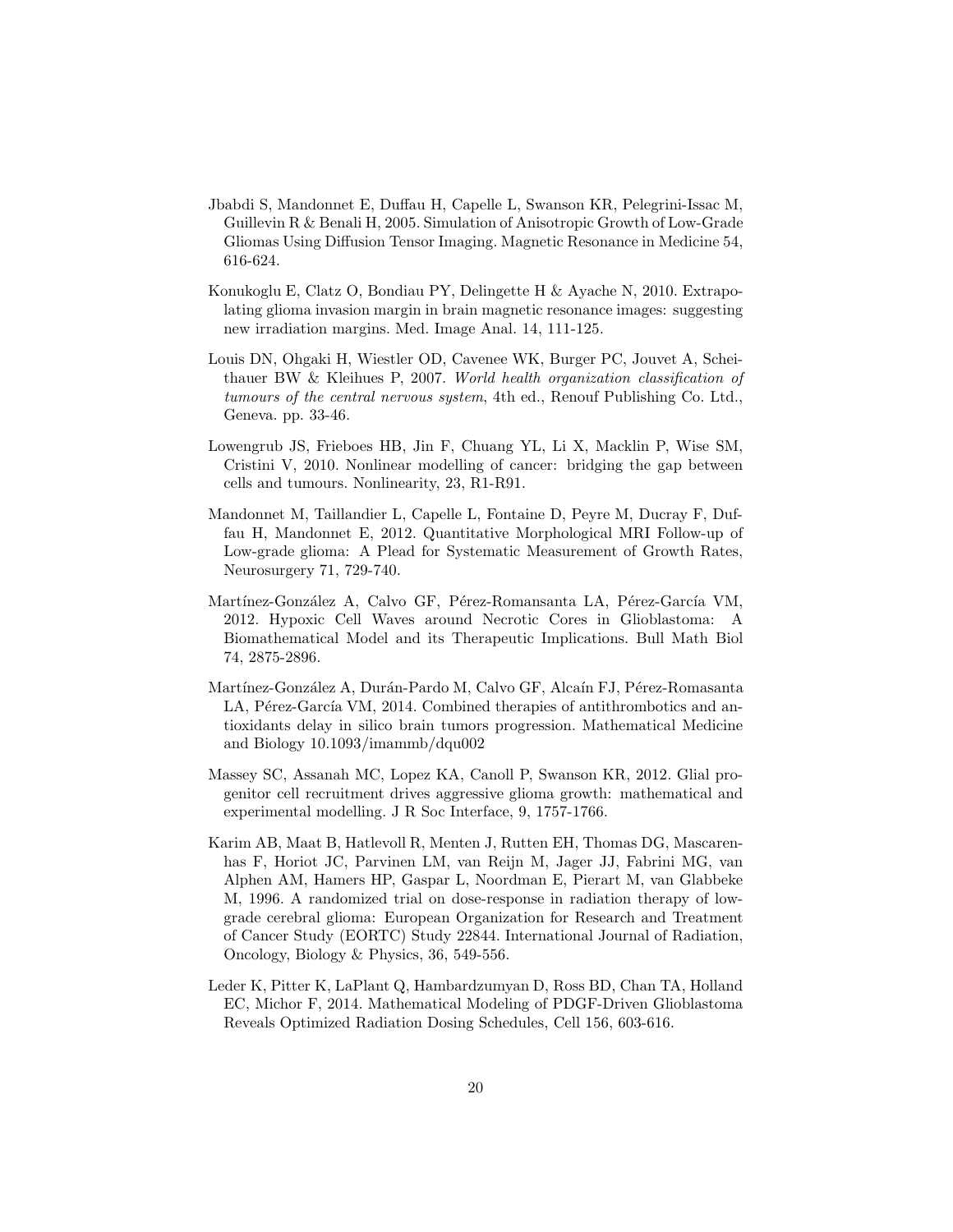Jbabdi S, Mandonnet E, Duffau H, Capelle L, Swanson KR, Pelegrini-Issac M, Guillevin R & Benali H, 2005. Simulation of Anisotropic Growth of Low-Grade Gliomas Using Diffusion Tensor Imaging. Magnetic Resonance in Medicine 54, 616-624.

Konukoglu E, Clatz O, Bondiau PY, Delingette H & Ayache N, 2010. Extrapolating glioma invasion margin in brain magnetic resonance images: suggesting new irradiation margins. Med. Image Anal. 14, 111-125.

Louis DN, Ohgaki H, Wiestler OD, Cavenee WK, Burger PC, Jouvet A, Scheithauer BW & Kleihues P, 2007. *World health organization classification of tumours of the central nervous system*, 4th ed., Renouf Publishing Co. Ltd., Geneva. pp. 33-46.

Lowengrub JS, Frieboes HB, Jin F, Chuang YL, Li X, Macklin P, Wise SM, Cristini V, 2010. Nonlinear modelling of cancer: bridging the gap between cells and tumours. Nonlinearity, 23, R1-R91.

Mandonnet M, Taillandier L, Capelle L, Fontaine D, Peyre M, Ducray F, Duffau H, Mandonnet E, 2012. Quantitative Morphological MRI Follow-up of Low-grade glioma: A Plead for Systematic Measurement of Growth Rates, Neurosurgery 71, 729-740.

Martínez-González A, Calvo GF, Pérez-Romansanta LA, Pérez-García VM, 2012. Hypoxic Cell Waves around Necrotic Cores in Glioblastoma: A Biomathematical Model and its Therapeutic Implications. Bull Math Biol 74, 2875-2896.

Martínez-González A, Durán-Pardo M, Calvo GF, Alcaín FJ, Pérez-Romasanta LA, Pérez-García VM, 2014. Combined therapies of antithrombotics and antioxidants delay in silico brain tumors progression. Mathematical Medicine and Biology 10.1093/imammb/dqu002

Massey SC, Assanah MC, Lopez KA, Canoll P, Swanson KR, 2012. Glial progenitor cell recruitment drives aggressive glioma growth: mathematical and experimental modelling. J R Soc Interface, 9, 1757-1766.

Karim AB, Maat B, Hatlevoll R, Menten J, Rutten EH, Thomas DG, Mascarenhas F, Horiot JC, Parvinen LM, van Reijn M, Jager JJ, Fabrini MG, van Alphen AM, Hamers HP, Gaspar L, Noordman E, Pierart M, van Glabbeke M, 1996. A randomized trial on dose-response in radiation therapy of low-grade cerebral glioma: European Organization for Research and Treatment of Cancer Study (EORTC) Study 22844. International Journal of Radiation, Oncology, Biology & Physics, 36, 549-556.

Leder K, Pitter K, LaPlant Q, Hambardzumyan D, Ross BD, Chan TA, Holland EC, Michor F, 2014. Mathematical Modeling of PDGF-Driven Glioblastoma Reveals Optimized Radiation Dosing Schedules, Cell 156, 603-616.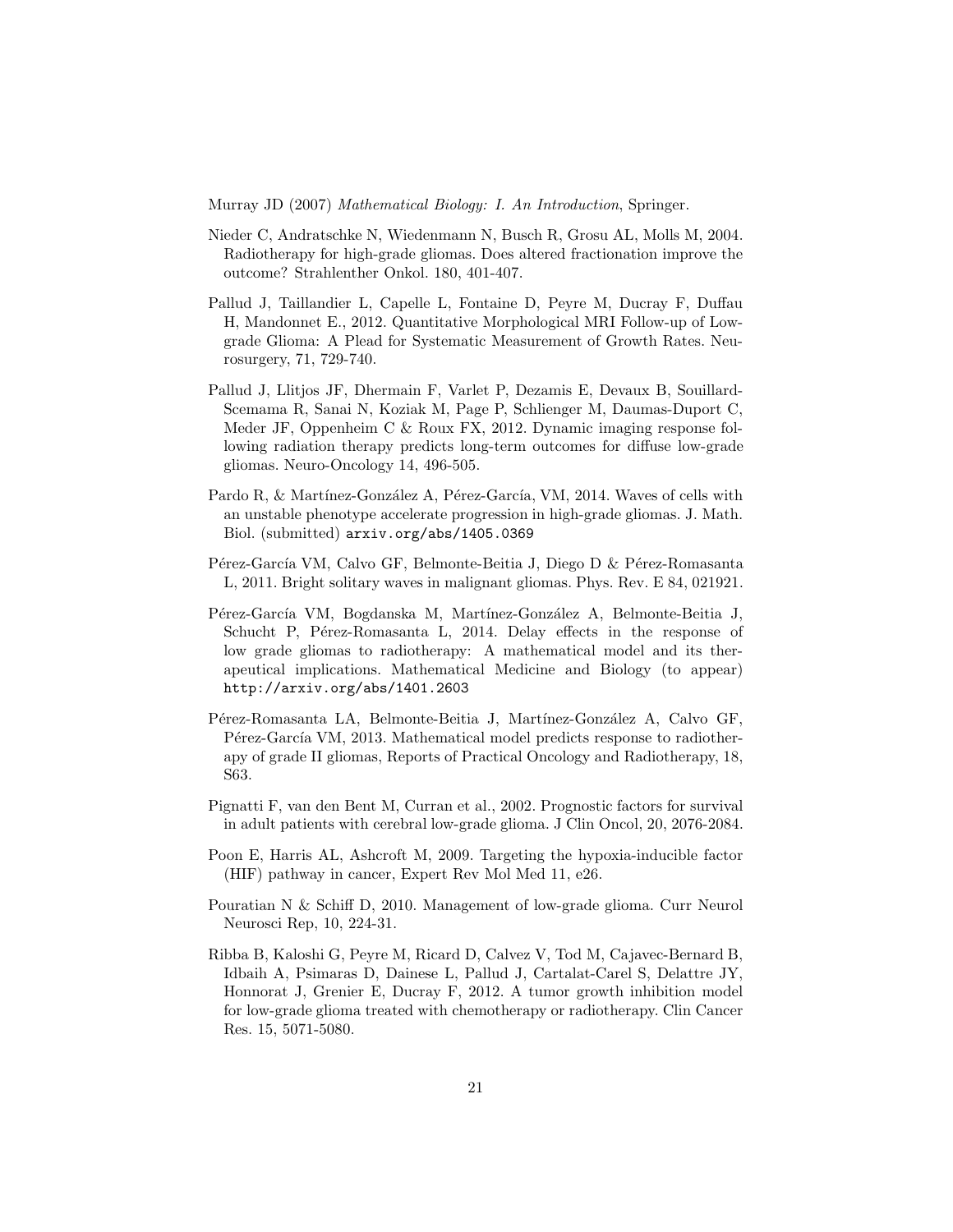Murray JD (2007) *Mathematical Biology: I. An Introduction*, Springer.

Nieder C, Andratschke N, Wiedenmann N, Busch R, Grosu AL, Molls M, 2004. Radiotherapy for high-grade gliomas. Does altered fractionation improve the outcome? Strahlenther Onkol. 180, 401-407.

Pallud J, Taillandier L, Capelle L, Fontaine D, Peyre M, Ducray F, Duffau H, Mandonnet E., 2012. Quantitative Morphological MRI Follow-up of Low-grade Glioma: A Plead for Systematic Measurement of Growth Rates. Neurosurgery, 71, 729-740.

Pallud J, Llitjos JF, Dhermain F, Varlet P, Dezamis E, Devaux B, Souillard-Scemama R, Sanai N, Koziak M, Page P, Schlienger M, Daumas-Duport C, Meder JF, Oppenheim C & Roux FX, 2012. Dynamic imaging response following radiation therapy predicts long-term outcomes for diffuse low-grade gliomas. Neuro-Oncology 14, 496-505.

Pardo R, & Martínez-González A, Pérez-García, VM, 2014. Waves of cells with an unstable phenotype accelerate progression in high-grade gliomas. J. Math. Biol. (submitted) `arxiv.org/abs/1405.0369`

Pérez-García VM, Calvo GF, Belmonte-Beitia J, Diego D & Pérez-Romasanta L, 2011. Bright solitary waves in malignant gliomas. Phys. Rev. E 84, 021921.

Pérez-García VM, Bogdanska M, Martínez-González A, Belmonte-Beitia J, Schucht P, Pérez-Romasanta L, 2014. Delay effects in the response of low grade gliomas to radiotherapy: A mathematical model and its therapeutical implications. Mathematical Medicine and Biology (to appear) `http://arxiv.org/abs/1401.2603`

Pérez-Romasanta LA, Belmonte-Beitia J, Martínez-González A, Calvo GF, Pérez-García VM, 2013. Mathematical model predicts response to radiotherapy of grade II gliomas, Reports of Practical Oncology and Radiotherapy, 18, S63.

Pignatti F, van den Bent M, Curran et al., 2002. Prognostic factors for survival in adult patients with cerebral low-grade glioma. J Clin Oncol, 20, 2076-2084.

Poon E, Harris AL, Ashcroft M, 2009. Targeting the hypoxia-inducible factor (HIF) pathway in cancer, Expert Rev Mol Med 11, e26.

Pouratian N & Schiff D, 2010. Management of low-grade glioma. Curr Neurol Neurosci Rep, 10, 224-31.

Ribba B, Kaloshi G, Peyre M, Ricard D, Calvez V, Tod M, Cajavec-Bernard B, Idbaih A, Psimaras D, Dainese L, Pallud J, Cartalat-Carel S, Delattre JY, Honnorat J, Grenier E, Ducray F, 2012. A tumor growth inhibition model for low-grade glioma treated with chemotherapy or radiotherapy. Clin Cancer Res. 15, 5071-5080.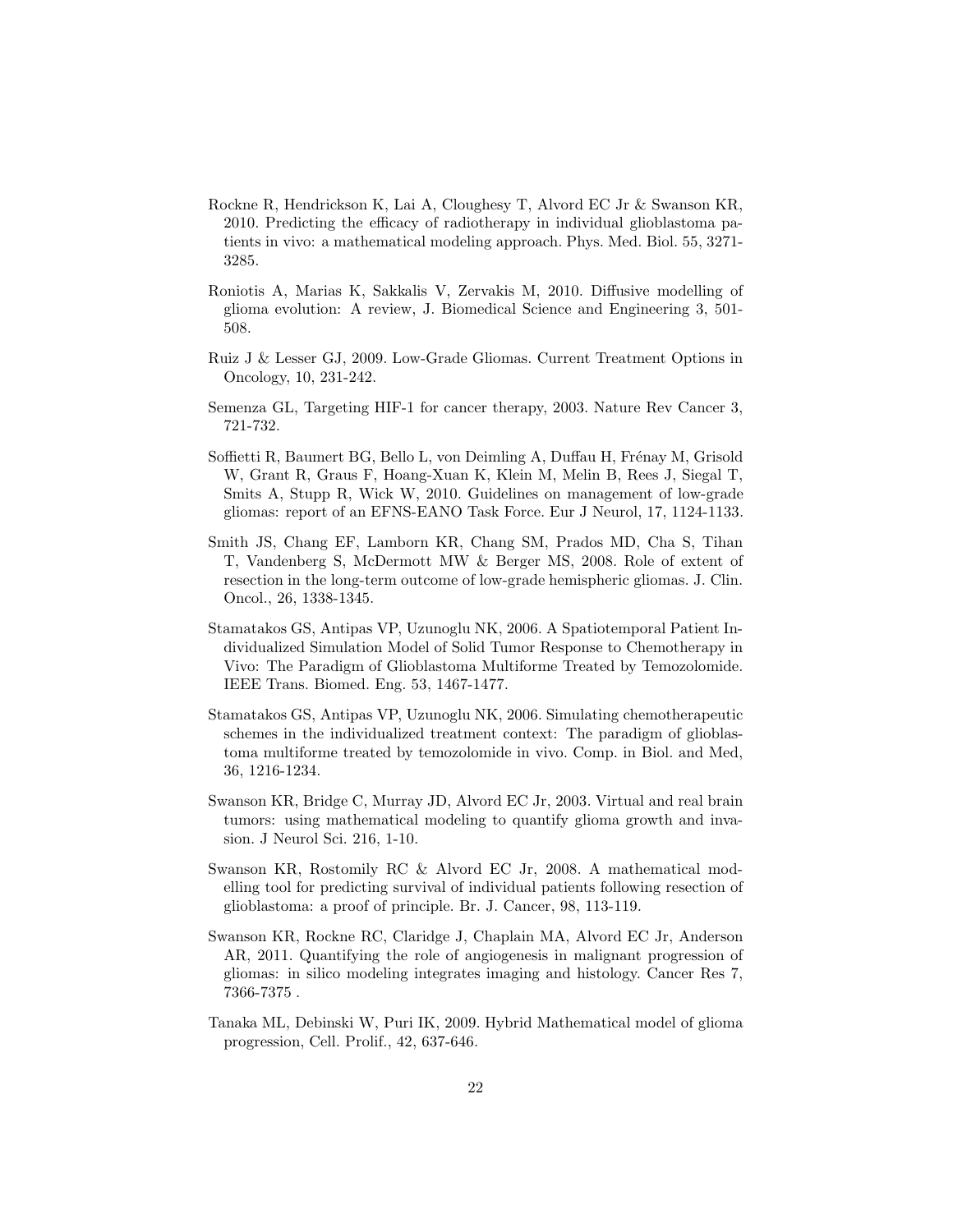Rockne R, Hendrickson K, Lai A, Cloughesy T, Alvord EC Jr & Swanson KR, 2010. Predicting the efficacy of radiotherapy in individual glioblastoma patients in vivo: a mathematical modeling approach. Phys. Med. Biol. 55, 3271-3285.

Roniotis A, Marias K, Sakkalis V, Zervakis M, 2010. Diffusive modelling of glioma evolution: A review, J. Biomedical Science and Engineering 3, 501-508.

Ruiz J & Lesser GJ, 2009. Low-Grade Gliomas. Current Treatment Options in Oncology, 10, 231-242.

Semenza GL, Targeting HIF-1 for cancer therapy, 2003. Nature Rev Cancer 3, 721-732.

Soffietti R, Baumert BG, Bello L, von Deimling A, Duffau H, Frénay M, Grisold W, Grant R, Graus F, Hoang-Xuan K, Klein M, Melin B, Rees J, Siegal T, Smits A, Stupp R, Wick W, 2010. Guidelines on management of low-grade gliomas: report of an EFNS-EANO Task Force. Eur J Neurol, 17, 1124-1133.

Smith JS, Chang EF, Lamborn KR, Chang SM, Prados MD, Cha S, Tihan T, Vandenberg S, McDermott MW & Berger MS, 2008. Role of extent of resection in the long-term outcome of low-grade hemispheric gliomas. J. Clin. Oncol., 26, 1338-1345.

Stamatakos GS, Antipas VP, Uzunoglu NK, 2006. A Spatiotemporal Patient Individualized Simulation Model of Solid Tumor Response to Chemotherapy in Vivo: The Paradigm of Glioblastoma Multiforme Treated by Temozolomide. IEEE Trans. Biomed. Eng. 53, 1467-1477.

Stamatakos GS, Antipas VP, Uzunoglu NK, 2006. Simulating chemotherapeutic schemes in the individualized treatment context: The paradigm of glioblastoma multiforme treated by temozolomide in vivo. Comp. in Biol. and Med, 36, 1216-1234.

Swanson KR, Bridge C, Murray JD, Alvord EC Jr, 2003. Virtual and real brain tumors: using mathematical modeling to quantify glioma growth and invasion. J Neurol Sci. 216, 1-10.

Swanson KR, Rostomily RC & Alvord EC Jr, 2008. A mathematical modelling tool for predicting survival of individual patients following resection of glioblastoma: a proof of principle. Br. J. Cancer, 98, 113-119.

Swanson KR, Rockne RC, Claridge J, Chaplain MA, Alvord EC Jr, Anderson AR, 2011. Quantifying the role of angiogenesis in malignant progression of gliomas: in silico modeling integrates imaging and histology. Cancer Res 7, 7366-7375 .

Tanaka ML, Debinski W, Puri IK, 2009. Hybrid Mathematical model of glioma progression, Cell. Prolif., 42, 637-646.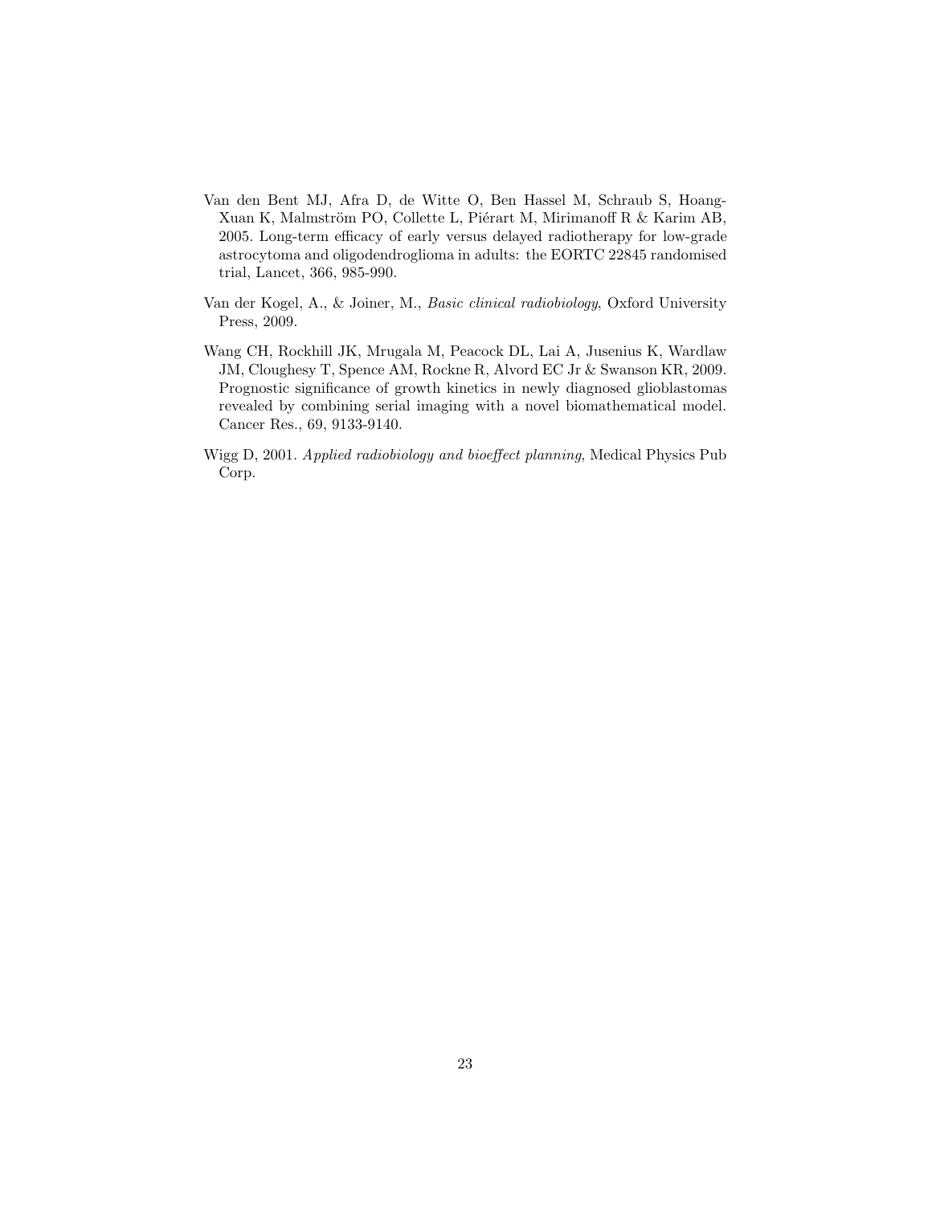Van den Bent MJ, Afra D, de Witte O, Ben Hassel M, Schraub S, Hoang-Xuan K, Malmström PO, Collette L, Piérart M, Mirimanoff R & Karim AB, 2005. Long-term efficacy of early versus delayed radiotherapy for low-grade astrocytoma and oligodendroglioma in adults: the EORTC 22845 randomised trial, Lancet, 366, 985-990.

Van der Kogel, A., & Joiner, M., *Basic clinical radiobiology*, Oxford University Press, 2009.

Wang CH, Rockhill JK, Mrugala M, Peacock DL, Lai A, Jusenius K, Wardlaw JM, Cloughesy T, Spence AM, Rockne R, Alvord EC Jr & Swanson KR, 2009. Prognostic significance of growth kinetics in newly diagnosed glioblastomas revealed by combining serial imaging with a novel biomathematical model. Cancer Res., 69, 9133-9140.

Wigg D, 2001. *Applied radiobiology and bioeffect planning*, Medical Physics Pub Corp.